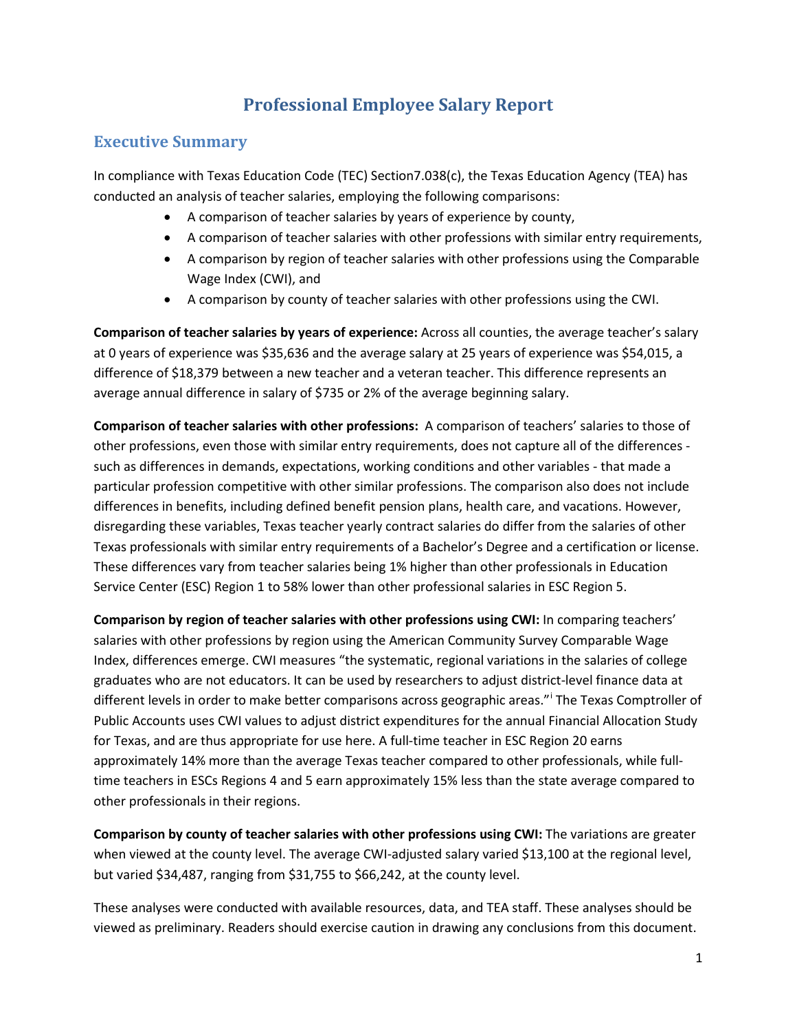# Professional Employee Salary Report

## Executive Summary

In compliance with Texas Education Code (TEC) Section7.038(c), the Texas Education Agency (TEA) has conducted an analysis of teacher salaries, employing the following comparisons:

- A comparison of teacher salaries by years of experience by county,
- A comparison of teacher salaries with other professions with similar entry requirements,
- A comparison by region of teacher salaries with other professions using the Comparable Wage Index (CWI), and
- A comparison by county of teacher salaries with other professions using the CWI.

**Comparison of teacher salaries by years of experience:** Across all counties, the average teacher's salary at 0 years of experience was $35,636 and the average salary at 25 years of experience was $54,015, a difference of $18,379 between a new teacher and a veteran teacher. This difference represents an average annual difference in salary of $735 or 2% of the average beginning salary.

**Comparison of teacher salaries with other professions:** A comparison of teachers' salaries to those of other professions, even those with similar entry requirements, does not capture all of the differences - such as differences in demands, expectations, working conditions and other variables - that made a particular profession competitive with other similar professions. The comparison also does not include differences in benefits, including defined benefit pension plans, health care, and vacations. However, disregarding these variables, Texas teacher yearly contract salaries do differ from the salaries of other Texas professionals with similar entry requirements of a Bachelor's Degree and a certification or license. These differences vary from teacher salaries being 1% higher than other professionals in Education Service Center (ESC) Region 1 to 58% lower than other professional salaries in ESC Region 5.

**Comparison by region of teacher salaries with other professions using CWI:** In comparing teachers' salaries with other professions by region using the American Community Survey Comparable Wage Index, differences emerge. CWI measures "the systematic, regional variations in the salaries of college graduates who are not educators. It can be used by researchers to adjust district-level finance data at different levels in order to make better comparisons across geographic areas."[i] The Texas Comptroller of Public Accounts uses CWI values to adjust district expenditures for the annual Financial Allocation Study for Texas, and are thus appropriate for use here. A full-time teacher in ESC Region 20 earns approximately 14% more than the average Texas teacher compared to other professionals, while full-time teachers in ESCs Regions 4 and 5 earn approximately 15% less than the state average compared to other professionals in their regions.

**Comparison by county of teacher salaries with other professions using CWI:** The variations are greater when viewed at the county level. The average CWI-adjusted salary varied $13,100 at the regional level, but varied $34,487, ranging from $31,755 to $66,242, at the county level.

These analyses were conducted with available resources, data, and TEA staff. These analyses should be viewed as preliminary. Readers should exercise caution in drawing any conclusions from this document.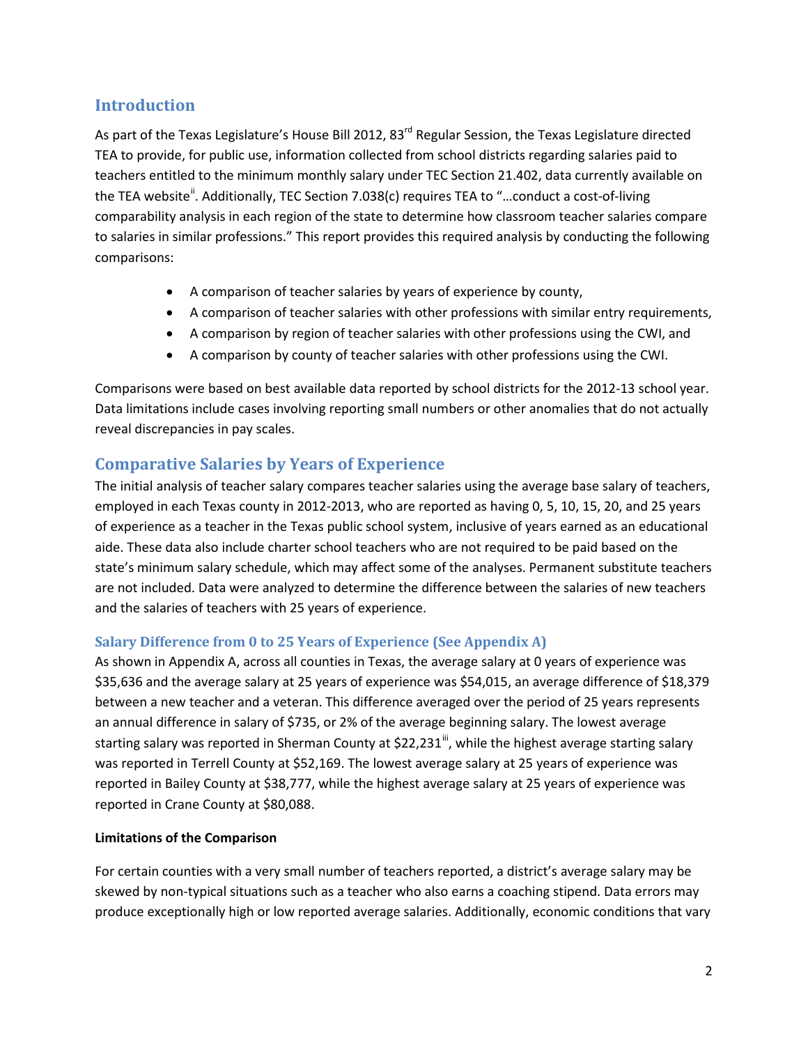## Introduction

As part of the Texas Legislature's House Bill 2012, 83rd Regular Session, the Texas Legislature directed TEA to provide, for public use, information collected from school districts regarding salaries paid to teachers entitled to the minimum monthly salary under TEC Section 21.402, data currently available on the TEA website[ii]. Additionally, TEC Section 7.038(c) requires TEA to "…conduct a cost-of-living comparability analysis in each region of the state to determine how classroom teacher salaries compare to salaries in similar professions." This report provides this required analysis by conducting the following comparisons:

- A comparison of teacher salaries by years of experience by county,
- A comparison of teacher salaries with other professions with similar entry requirements,
- A comparison by region of teacher salaries with other professions using the CWI, and
- A comparison by county of teacher salaries with other professions using the CWI.

Comparisons were based on best available data reported by school districts for the 2012-13 school year. Data limitations include cases involving reporting small numbers or other anomalies that do not actually reveal discrepancies in pay scales.

## Comparative Salaries by Years of Experience

The initial analysis of teacher salary compares teacher salaries using the average base salary of teachers, employed in each Texas county in 2012-2013, who are reported as having 0, 5, 10, 15, 20, and 25 years of experience as a teacher in the Texas public school system, inclusive of years earned as an educational aide. These data also include charter school teachers who are not required to be paid based on the state's minimum salary schedule, which may affect some of the analyses. Permanent substitute teachers are not included. Data were analyzed to determine the difference between the salaries of new teachers and the salaries of teachers with 25 years of experience.

### Salary Difference from 0 to 25 Years of Experience (See Appendix A)

As shown in Appendix A, across all counties in Texas, the average salary at 0 years of experience was $35,636 and the average salary at 25 years of experience was $54,015, an average difference of $18,379 between a new teacher and a veteran. This difference averaged over the period of 25 years represents an annual difference in salary of $735, or 2% of the average beginning salary. The lowest average starting salary was reported in Sherman County at $22,231[iii], while the highest average starting salary was reported in Terrell County at $52,169. The lowest average salary at 25 years of experience was reported in Bailey County at $38,777, while the highest average salary at 25 years of experience was reported in Crane County at $80,088.

**Limitations of the Comparison**

For certain counties with a very small number of teachers reported, a district's average salary may be skewed by non-typical situations such as a teacher who also earns a coaching stipend. Data errors may produce exceptionally high or low reported average salaries. Additionally, economic conditions that vary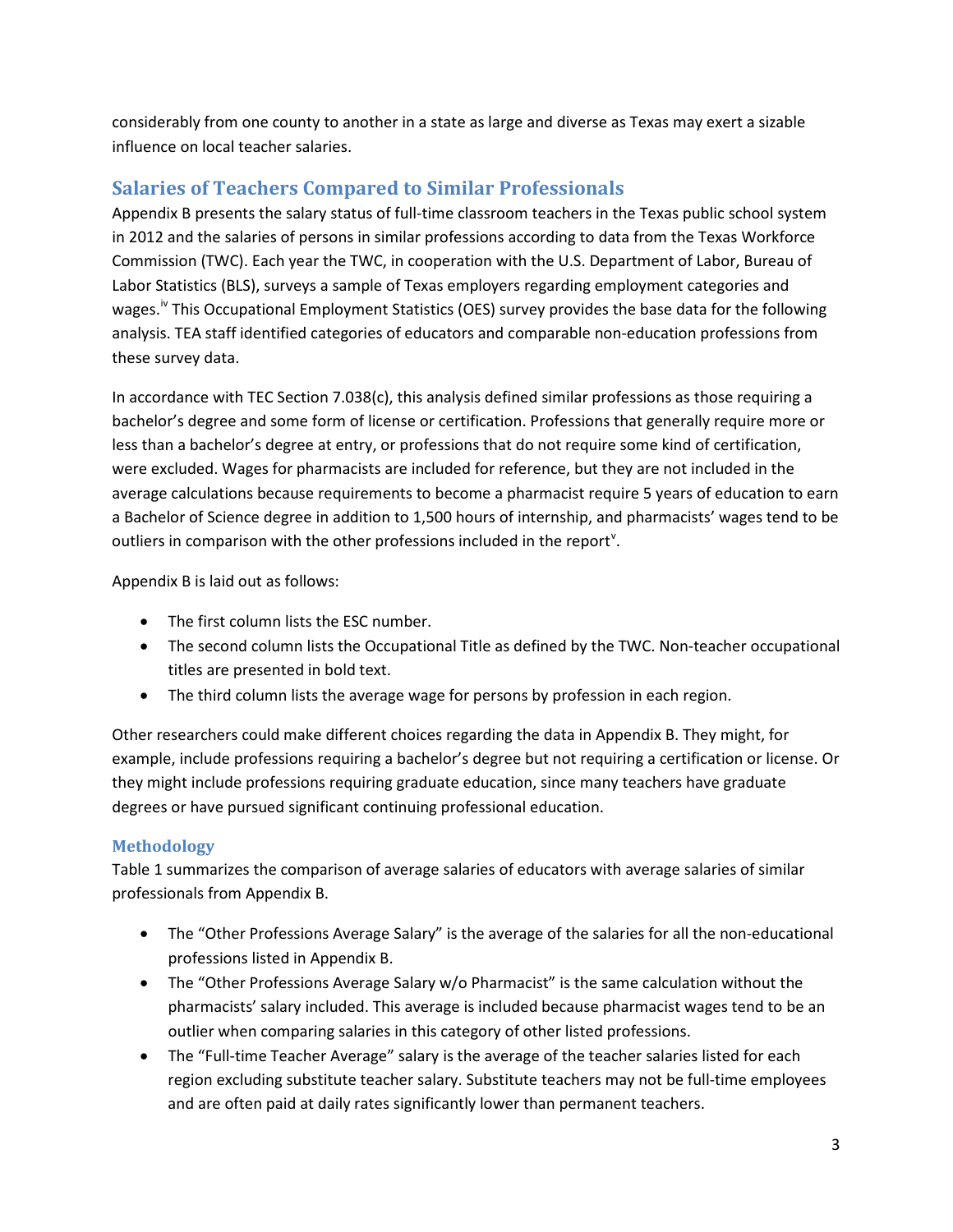considerably from one county to another in a state as large and diverse as Texas may exert a sizable influence on local teacher salaries.

## Salaries of Teachers Compared to Similar Professionals

Appendix B presents the salary status of full-time classroom teachers in the Texas public school system in 2012 and the salaries of persons in similar professions according to data from the Texas Workforce Commission (TWC). Each year the TWC, in cooperation with the U.S. Department of Labor, Bureau of Labor Statistics (BLS), surveys a sample of Texas employers regarding employment categories and wages.[iv] This Occupational Employment Statistics (OES) survey provides the base data for the following analysis. TEA staff identified categories of educators and comparable non-education professions from these survey data.

In accordance with TEC Section 7.038(c), this analysis defined similar professions as those requiring a bachelor's degree and some form of license or certification. Professions that generally require more or less than a bachelor's degree at entry, or professions that do not require some kind of certification, were excluded. Wages for pharmacists are included for reference, but they are not included in the average calculations because requirements to become a pharmacist require 5 years of education to earn a Bachelor of Science degree in addition to 1,500 hours of internship, and pharmacists' wages tend to be outliers in comparison with the other professions included in the report[v].

Appendix B is laid out as follows:

- The first column lists the ESC number.
- The second column lists the Occupational Title as defined by the TWC. Non-teacher occupational titles are presented in bold text.
- The third column lists the average wage for persons by profession in each region.

Other researchers could make different choices regarding the data in Appendix B. They might, for example, include professions requiring a bachelor's degree but not requiring a certification or license. Or they might include professions requiring graduate education, since many teachers have graduate degrees or have pursued significant continuing professional education.

### Methodology

Table 1 summarizes the comparison of average salaries of educators with average salaries of similar professionals from Appendix B.

- The "Other Professions Average Salary" is the average of the salaries for all the non-educational professions listed in Appendix B.
- The "Other Professions Average Salary w/o Pharmacist" is the same calculation without the pharmacists' salary included. This average is included because pharmacist wages tend to be an outlier when comparing salaries in this category of other listed professions.
- The "Full-time Teacher Average" salary is the average of the teacher salaries listed for each region excluding substitute teacher salary. Substitute teachers may not be full-time employees and are often paid at daily rates significantly lower than permanent teachers.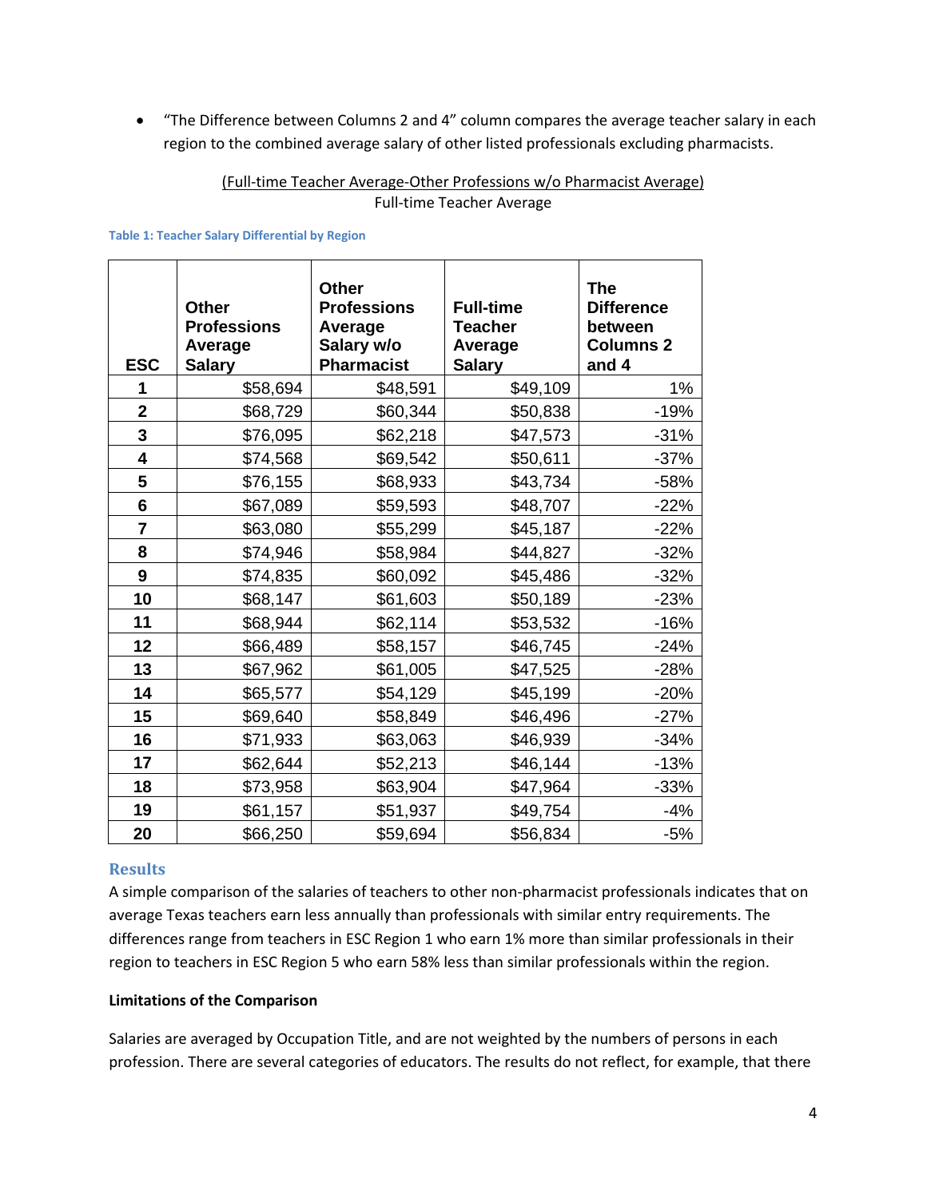- "The Difference between Columns 2 and 4" column compares the average teacher salary in each region to the combined average salary of other listed professionals excluding pharmacists.

$$\frac{\text{(Full-time Teacher Average-Other Professions w/o Pharmacist Average)}}{\text{Full-time Teacher Average}}$$

**Table 1: Teacher Salary Differential by Region**

| ESC | Other Professions Average Salary | Other Professions Average Salary w/o Pharmacist | Full-time Teacher Average Salary | The Difference between Columns 2 and 4 |
|---|---|---|---|---|
| 1 | $58,694 | $48,591 | $49,109 | 1% |
| 2 | $68,729 | $60,344 | $50,838 | -19% |
| 3 | $76,095 | $62,218 | $47,573 | -31% |
| 4 | $74,568 | $69,542 | $50,611 | -37% |
| 5 | $76,155 | $68,933 | $43,734 | -58% |
| 6 | $67,089 | $59,593 | $48,707 | -22% |
| 7 | $63,080 | $55,299 | $45,187 | -22% |
| 8 | $74,946 | $58,984 | $44,827 | -32% |
| 9 | $74,835 | $60,092 | $45,486 | -32% |
| 10 | $68,147 | $61,603 | $50,189 | -23% |
| 11 | $68,944 | $62,114 | $53,532 | -16% |
| 12 | $66,489 | $58,157 | $46,745 | -24% |
| 13 | $67,962 | $61,005 | $47,525 | -28% |
| 14 | $65,577 | $54,129 | $45,199 | -20% |
| 15 | $69,640 | $58,849 | $46,496 | -27% |
| 16 | $71,933 | $63,063 | $46,939 | -34% |
| 17 | $62,644 | $52,213 | $46,144 | -13% |
| 18 | $73,958 | $63,904 | $47,964 | -33% |
| 19 | $61,157 | $51,937 | $49,754 | -4% |
| 20 | $66,250 | $59,694 | $56,834 | -5% |

## Results

A simple comparison of the salaries of teachers to other non-pharmacist professionals indicates that on average Texas teachers earn less annually than professionals with similar entry requirements. The differences range from teachers in ESC Region 1 who earn 1% more than similar professionals in their region to teachers in ESC Region 5 who earn 58% less than similar professionals within the region.

**Limitations of the Comparison**

Salaries are averaged by Occupation Title, and are not weighted by the numbers of persons in each profession. There are several categories of educators. The results do not reflect, for example, that there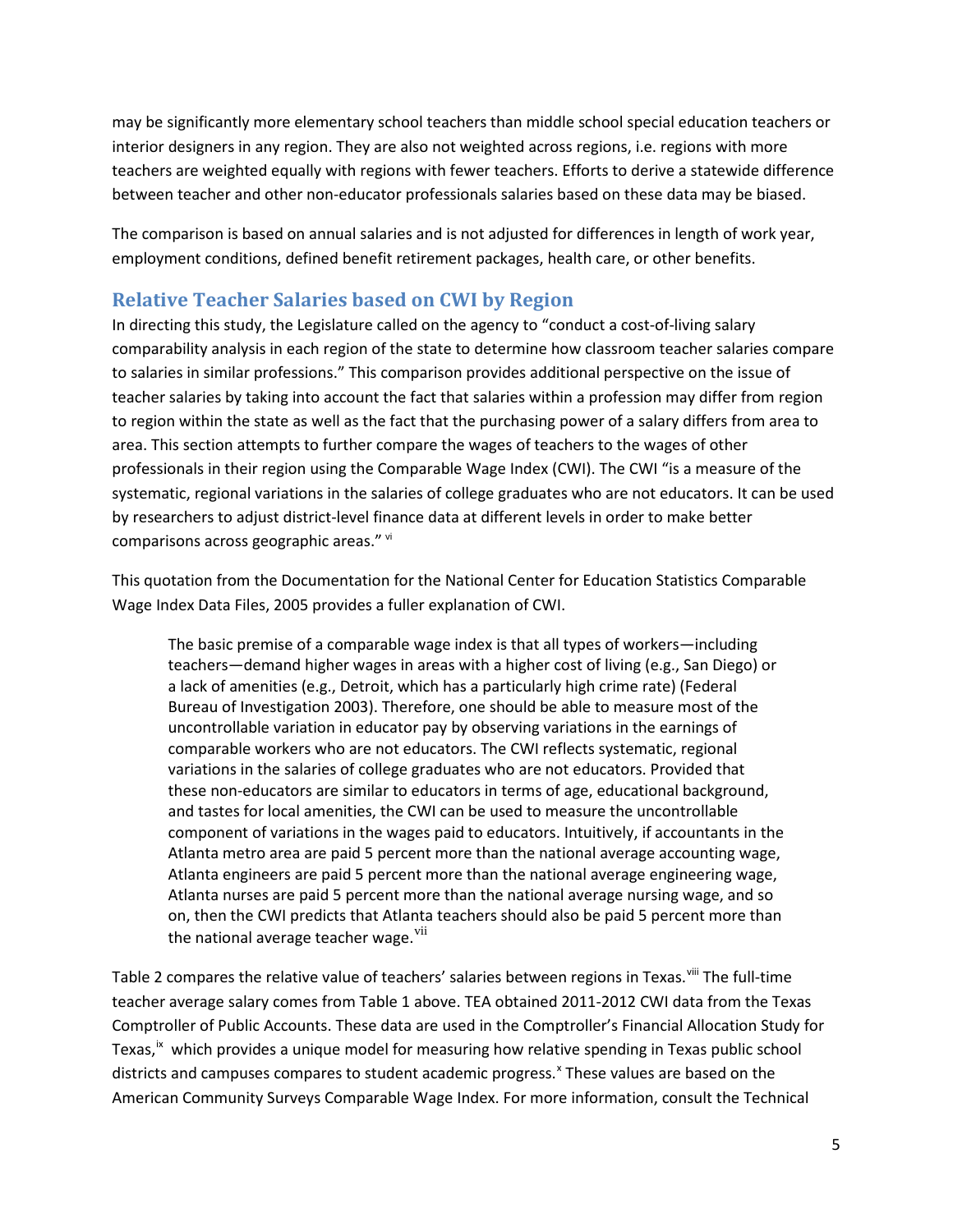may be significantly more elementary school teachers than middle school special education teachers or interior designers in any region. They are also not weighted across regions, i.e. regions with more teachers are weighted equally with regions with fewer teachers. Efforts to derive a statewide difference between teacher and other non-educator professionals salaries based on these data may be biased.

The comparison is based on annual salaries and is not adjusted for differences in length of work year, employment conditions, defined benefit retirement packages, health care, or other benefits.

## Relative Teacher Salaries based on CWI by Region

In directing this study, the Legislature called on the agency to "conduct a cost-of-living salary comparability analysis in each region of the state to determine how classroom teacher salaries compare to salaries in similar professions." This comparison provides additional perspective on the issue of teacher salaries by taking into account the fact that salaries within a profession may differ from region to region within the state as well as the fact that the purchasing power of a salary differs from area to area. This section attempts to further compare the wages of teachers to the wages of other professionals in their region using the Comparable Wage Index (CWI). The CWI "is a measure of the systematic, regional variations in the salaries of college graduates who are not educators. It can be used by researchers to adjust district-level finance data at different levels in order to make better comparisons across geographic areas." [vi]

This quotation from the Documentation for the National Center for Education Statistics Comparable Wage Index Data Files, 2005 provides a fuller explanation of CWI.

> The basic premise of a comparable wage index is that all types of workers—including teachers—demand higher wages in areas with a higher cost of living (e.g., San Diego) or a lack of amenities (e.g., Detroit, which has a particularly high crime rate) (Federal Bureau of Investigation 2003). Therefore, one should be able to measure most of the uncontrollable variation in educator pay by observing variations in the earnings of comparable workers who are not educators. The CWI reflects systematic, regional variations in the salaries of college graduates who are not educators. Provided that these non-educators are similar to educators in terms of age, educational background, and tastes for local amenities, the CWI can be used to measure the uncontrollable component of variations in the wages paid to educators. Intuitively, if accountants in the Atlanta metro area are paid 5 percent more than the national average accounting wage, Atlanta engineers are paid 5 percent more than the national average engineering wage, Atlanta nurses are paid 5 percent more than the national average nursing wage, and so on, then the CWI predicts that Atlanta teachers should also be paid 5 percent more than the national average teacher wage.[vii]

Table 2 compares the relative value of teachers' salaries between regions in Texas.[viii] The full-time teacher average salary comes from Table 1 above. TEA obtained 2011-2012 CWI data from the Texas Comptroller of Public Accounts. These data are used in the Comptroller's Financial Allocation Study for Texas,[ix] which provides a unique model for measuring how relative spending in Texas public school districts and campuses compares to student academic progress.[x] These values are based on the American Community Surveys Comparable Wage Index. For more information, consult the Technical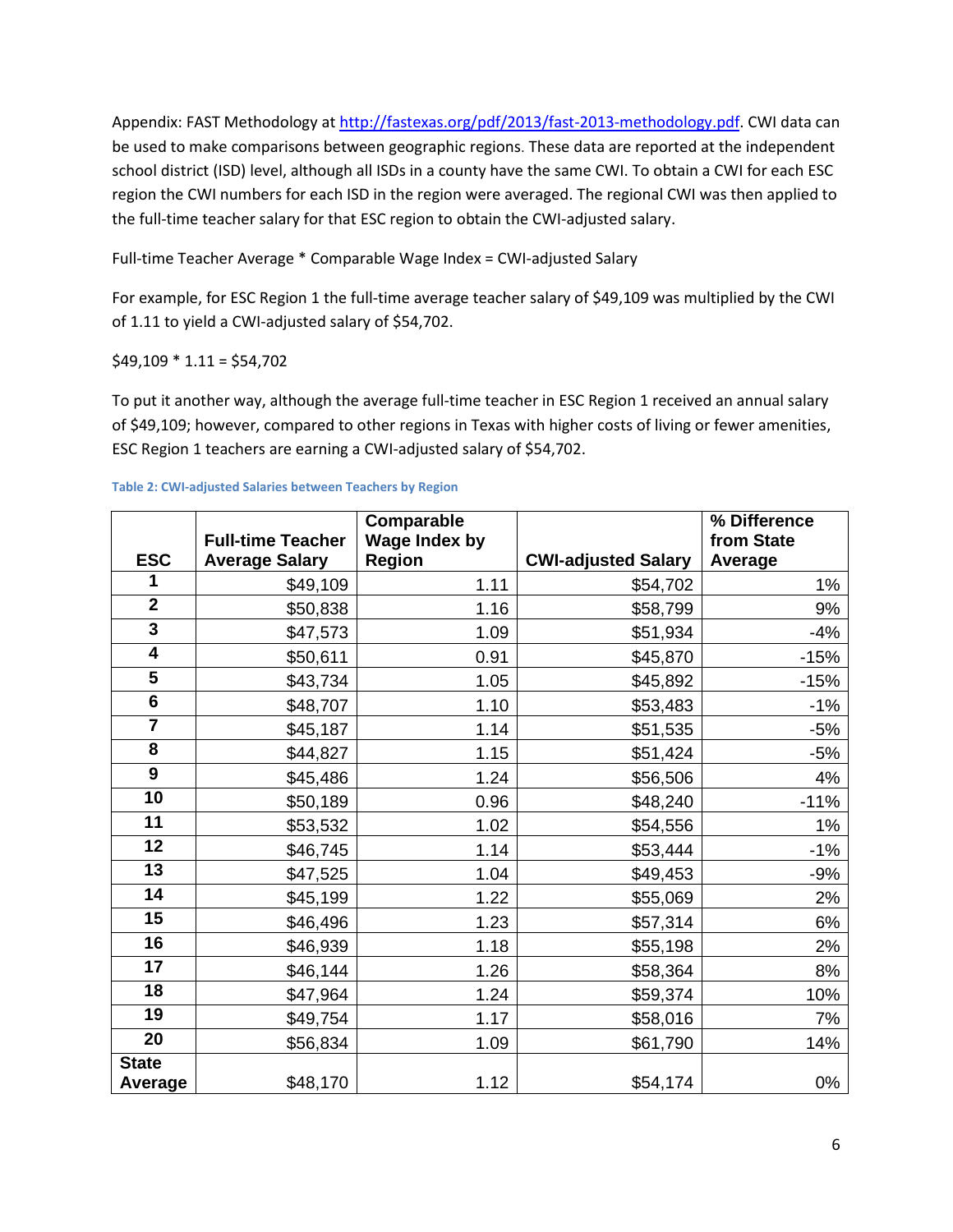Appendix: FAST Methodology at http://fastexas.org/pdf/2013/fast-2013-methodology.pdf. CWI data can be used to make comparisons between geographic regions. These data are reported at the independent school district (ISD) level, although all ISDs in a county have the same CWI. To obtain a CWI for each ESC region the CWI numbers for each ISD in the region were averaged. The regional CWI was then applied to the full-time teacher salary for that ESC region to obtain the CWI-adjusted salary.

Full-time Teacher Average * Comparable Wage Index = CWI-adjusted Salary

For example, for ESC Region 1 the full-time average teacher salary of $49,109 was multiplied by the CWI of 1.11 to yield a CWI-adjusted salary of $54,702.

$49,109 * 1.11 = $54,702

To put it another way, although the average full-time teacher in ESC Region 1 received an annual salary of $49,109; however, compared to other regions in Texas with higher costs of living or fewer amenities, ESC Region 1 teachers are earning a CWI-adjusted salary of $54,702.

**Table 2: CWI-adjusted Salaries between Teachers by Region**

| ESC | Full-time Teacher Average Salary | Comparable Wage Index by Region | CWI-adjusted Salary | % Difference from State Average |
|---|---|---|---|---|
| 1 | $49,109 | 1.11 | $54,702 | 1% |
| 2 | $50,838 | 1.16 | $58,799 | 9% |
| 3 | $47,573 | 1.09 | $51,934 | -4% |
| 4 | $50,611 | 0.91 | $45,870 | -15% |
| 5 | $43,734 | 1.05 | $45,892 | -15% |
| 6 | $48,707 | 1.10 | $53,483 | -1% |
| 7 | $45,187 | 1.14 | $51,535 | -5% |
| 8 | $44,827 | 1.15 | $51,424 | -5% |
| 9 | $45,486 | 1.24 | $56,506 | 4% |
| 10 | $50,189 | 0.96 | $48,240 | -11% |
| 11 | $53,532 | 1.02 | $54,556 | 1% |
| 12 | $46,745 | 1.14 | $53,444 | -1% |
| 13 | $47,525 | 1.04 | $49,453 | -9% |
| 14 | $45,199 | 1.22 | $55,069 | 2% |
| 15 | $46,496 | 1.23 | $57,314 | 6% |
| 16 | $46,939 | 1.18 | $55,198 | 2% |
| 17 | $46,144 | 1.26 | $58,364 | 8% |
| 18 | $47,964 | 1.24 | $59,374 | 10% |
| 19 | $49,754 | 1.17 | $58,016 | 7% |
| 20 | $56,834 | 1.09 | $61,790 | 14% |
| State Average | $48,170 | 1.12 | $54,174 | 0% |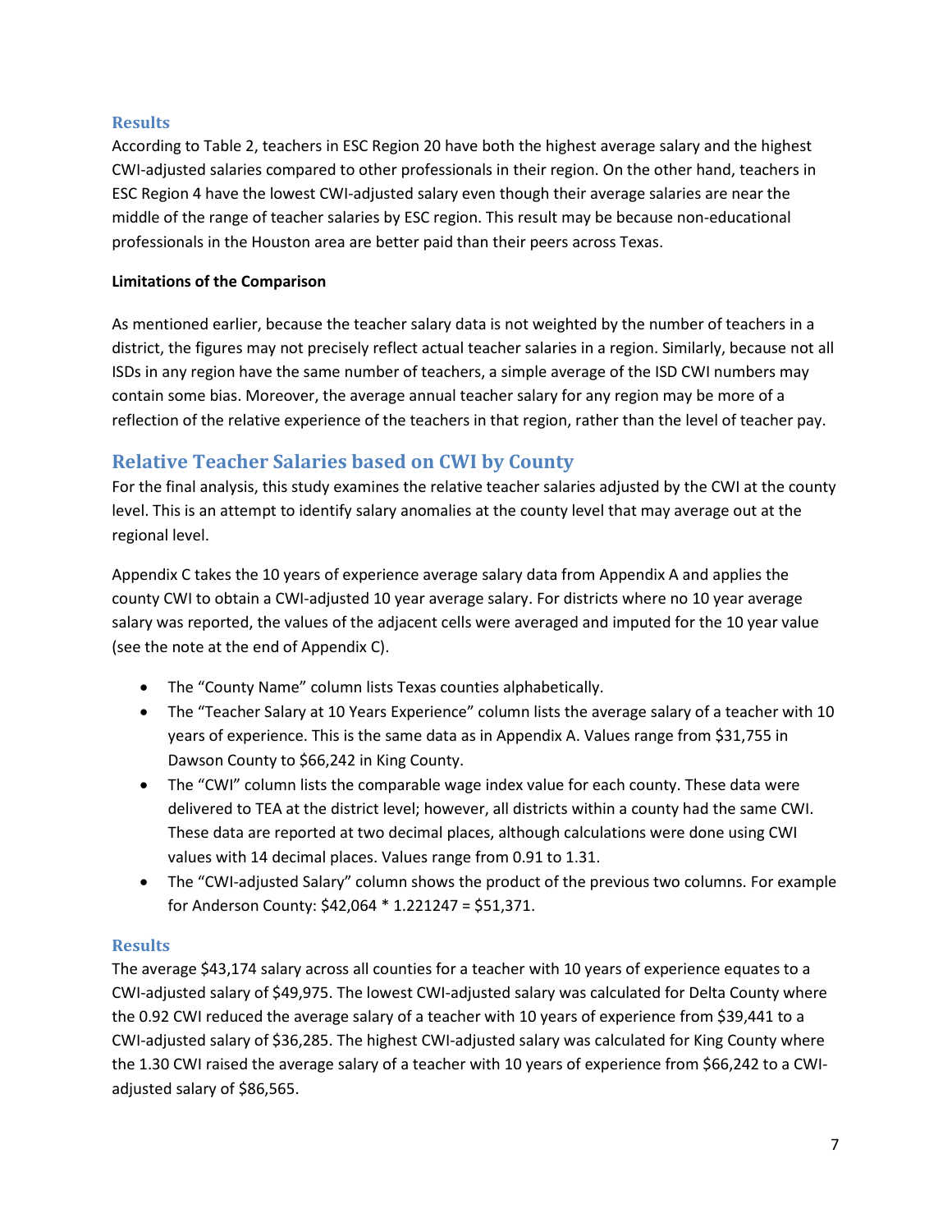### Results

According to Table 2, teachers in ESC Region 20 have both the highest average salary and the highest CWI-adjusted salaries compared to other professionals in their region. On the other hand, teachers in ESC Region 4 have the lowest CWI-adjusted salary even though their average salaries are near the middle of the range of teacher salaries by ESC region. This result may be because non-educational professionals in the Houston area are better paid than their peers across Texas.

**Limitations of the Comparison**

As mentioned earlier, because the teacher salary data is not weighted by the number of teachers in a district, the figures may not precisely reflect actual teacher salaries in a region. Similarly, because not all ISDs in any region have the same number of teachers, a simple average of the ISD CWI numbers may contain some bias. Moreover, the average annual teacher salary for any region may be more of a reflection of the relative experience of the teachers in that region, rather than the level of teacher pay.

## Relative Teacher Salaries based on CWI by County

For the final analysis, this study examines the relative teacher salaries adjusted by the CWI at the county level. This is an attempt to identify salary anomalies at the county level that may average out at the regional level.

Appendix C takes the 10 years of experience average salary data from Appendix A and applies the county CWI to obtain a CWI-adjusted 10 year average salary. For districts where no 10 year average salary was reported, the values of the adjacent cells were averaged and imputed for the 10 year value (see the note at the end of Appendix C).

- The "County Name" column lists Texas counties alphabetically.
- The "Teacher Salary at 10 Years Experience" column lists the average salary of a teacher with 10 years of experience. This is the same data as in Appendix A. Values range from $31,755 in Dawson County to $66,242 in King County.
- The "CWI" column lists the comparable wage index value for each county. These data were delivered to TEA at the district level; however, all districts within a county had the same CWI. These data are reported at two decimal places, although calculations were done using CWI values with 14 decimal places. Values range from 0.91 to 1.31.
- The "CWI-adjusted Salary" column shows the product of the previous two columns. For example for Anderson County: $42,064 * 1.221247 = $51,371.

### Results

The average $43,174 salary across all counties for a teacher with 10 years of experience equates to a CWI-adjusted salary of $49,975. The lowest CWI-adjusted salary was calculated for Delta County where the 0.92 CWI reduced the average salary of a teacher with 10 years of experience from $39,441 to a CWI-adjusted salary of $36,285. The highest CWI-adjusted salary was calculated for King County where the 1.30 CWI raised the average salary of a teacher with 10 years of experience from $66,242 to a CWI-adjusted salary of $86,565.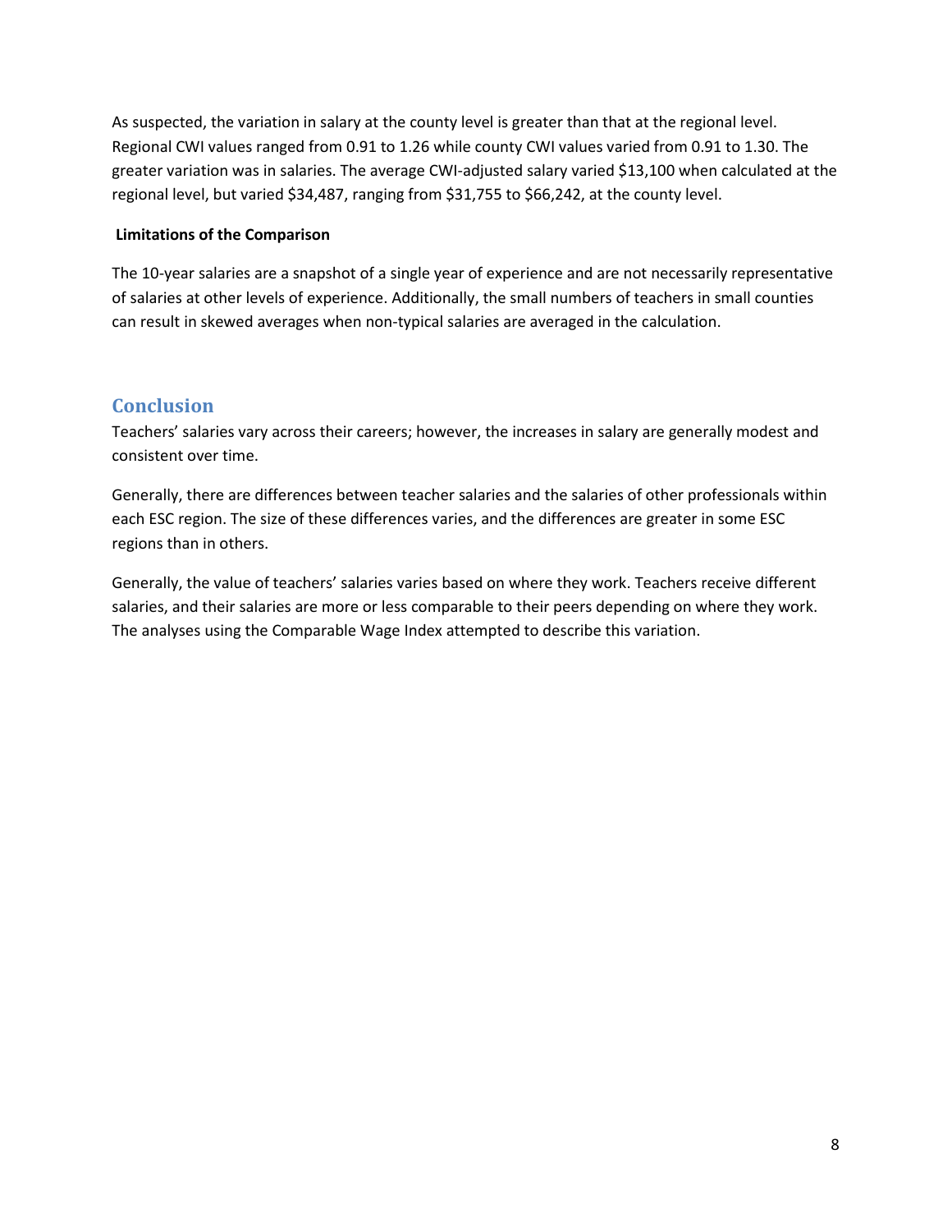As suspected, the variation in salary at the county level is greater than that at the regional level. Regional CWI values ranged from 0.91 to 1.26 while county CWI values varied from 0.91 to 1.30. The greater variation was in salaries. The average CWI-adjusted salary varied $13,100 when calculated at the regional level, but varied $34,487, ranging from $31,755 to $66,242, at the county level.

**Limitations of the Comparison**

The 10-year salaries are a snapshot of a single year of experience and are not necessarily representative of salaries at other levels of experience. Additionally, the small numbers of teachers in small counties can result in skewed averages when non-typical salaries are averaged in the calculation.

## Conclusion

Teachers' salaries vary across their careers; however, the increases in salary are generally modest and consistent over time.

Generally, there are differences between teacher salaries and the salaries of other professionals within each ESC region. The size of these differences varies, and the differences are greater in some ESC regions than in others.

Generally, the value of teachers' salaries varies based on where they work. Teachers receive different salaries, and their salaries are more or less comparable to their peers depending on where they work. The analyses using the Comparable Wage Index attempted to describe this variation.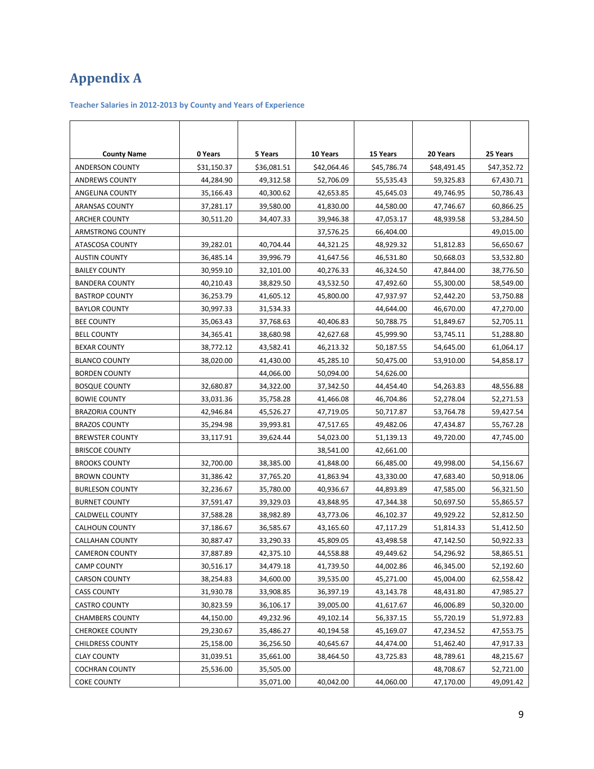# Appendix A

### Teacher Salaries in 2012-2013 by County and Years of Experience

| County Name | 0 Years | 5 Years | 10 Years | 15 Years | 20 Years | 25 Years |
|---|---|---|---|---|---|---|
| ANDERSON COUNTY | $31,150.37 | $36,081.51 | $42,064.46 | $45,786.74 | $48,491.45 | $47,352.72 |
| ANDREWS COUNTY | 44,284.90 | 49,312.58 | 52,706.09 | 55,535.43 | 59,325.83 | 67,430.71 |
| ANGELINA COUNTY | 35,166.43 | 40,300.62 | 42,653.85 | 45,645.03 | 49,746.95 | 50,786.43 |
| ARANSAS COUNTY | 37,281.17 | 39,580.00 | 41,830.00 | 44,580.00 | 47,746.67 | 60,866.25 |
| ARCHER COUNTY | 30,511.20 | 34,407.33 | 39,946.38 | 47,053.17 | 48,939.58 | 53,284.50 |
| ARMSTRONG COUNTY | | | 37,576.25 | 66,404.00 | | 49,015.00 |
| ATASCOSA COUNTY | 39,282.01 | 40,704.44 | 44,321.25 | 48,929.32 | 51,812.83 | 56,650.67 |
| AUSTIN COUNTY | 36,485.14 | 39,996.79 | 41,647.56 | 46,531.80 | 50,668.03 | 53,532.80 |
| BAILEY COUNTY | 30,959.10 | 32,101.00 | 40,276.33 | 46,324.50 | 47,844.00 | 38,776.50 |
| BANDERA COUNTY | 40,210.43 | 38,829.50 | 43,532.50 | 47,492.60 | 55,300.00 | 58,549.00 |
| BASTROP COUNTY | 36,253.79 | 41,605.12 | 45,800.00 | 47,937.97 | 52,442.20 | 53,750.88 |
| BAYLOR COUNTY | 30,997.33 | 31,534.33 | | 44,644.00 | 46,670.00 | 47,270.00 |
| BEE COUNTY | 35,063.43 | 37,768.63 | 40,406.83 | 50,788.75 | 51,849.67 | 52,705.11 |
| BELL COUNTY | 34,365.41 | 38,680.98 | 42,627.68 | 45,999.90 | 53,745.11 | 51,288.80 |
| BEXAR COUNTY | 38,772.12 | 43,582.41 | 46,213.32 | 50,187.55 | 54,645.00 | 61,064.17 |
| BLANCO COUNTY | 38,020.00 | 41,430.00 | 45,285.10 | 50,475.00 | 53,910.00 | 54,858.17 |
| BORDEN COUNTY | | 44,066.00 | 50,094.00 | 54,626.00 | | |
| BOSQUE COUNTY | 32,680.87 | 34,322.00 | 37,342.50 | 44,454.40 | 54,263.83 | 48,556.88 |
| BOWIE COUNTY | 33,031.36 | 35,758.28 | 41,466.08 | 46,704.86 | 52,278.04 | 52,271.53 |
| BRAZORIA COUNTY | 42,946.84 | 45,526.27 | 47,719.05 | 50,717.87 | 53,764.78 | 59,427.54 |
| BRAZOS COUNTY | 35,294.98 | 39,993.81 | 47,517.65 | 49,482.06 | 47,434.87 | 55,767.28 |
| BREWSTER COUNTY | 33,117.91 | 39,624.44 | 54,023.00 | 51,139.13 | 49,720.00 | 47,745.00 |
| BRISCOE COUNTY | | | 38,541.00 | 42,661.00 | | |
| BROOKS COUNTY | 32,700.00 | 38,385.00 | 41,848.00 | 66,485.00 | 49,998.00 | 54,156.67 |
| BROWN COUNTY | 31,386.42 | 37,765.20 | 41,863.94 | 43,330.00 | 47,683.40 | 50,918.06 |
| BURLESON COUNTY | 32,236.67 | 35,780.00 | 40,936.67 | 44,893.89 | 47,585.00 | 56,321.50 |
| BURNET COUNTY | 37,591.47 | 39,329.03 | 43,848.95 | 47,344.38 | 50,697.50 | 55,865.57 |
| CALDWELL COUNTY | 37,588.28 | 38,982.89 | 43,773.06 | 46,102.37 | 49,929.22 | 52,812.50 |
| CALHOUN COUNTY | 37,186.67 | 36,585.67 | 43,165.60 | 47,117.29 | 51,814.33 | 51,412.50 |
| CALLAHAN COUNTY | 30,887.47 | 33,290.33 | 45,809.05 | 43,498.58 | 47,142.50 | 50,922.33 |
| CAMERON COUNTY | 37,887.89 | 42,375.10 | 44,558.88 | 49,449.62 | 54,296.92 | 58,865.51 |
| CAMP COUNTY | 30,516.17 | 34,479.18 | 41,739.50 | 44,002.86 | 46,345.00 | 52,192.60 |
| CARSON COUNTY | 38,254.83 | 34,600.00 | 39,535.00 | 45,271.00 | 45,004.00 | 62,558.42 |
| CASS COUNTY | 31,930.78 | 33,908.85 | 36,397.19 | 43,143.78 | 48,431.80 | 47,985.27 |
| CASTRO COUNTY | 30,823.59 | 36,106.17 | 39,005.00 | 41,617.67 | 46,006.89 | 50,320.00 |
| CHAMBERS COUNTY | 44,150.00 | 49,232.96 | 49,102.14 | 56,337.15 | 55,720.19 | 51,972.83 |
| CHEROKEE COUNTY | 29,230.67 | 35,486.27 | 40,194.58 | 45,169.07 | 47,234.52 | 47,553.75 |
| CHILDRESS COUNTY | 25,158.00 | 36,256.50 | 40,645.67 | 44,474.00 | 51,462.40 | 47,917.33 |
| CLAY COUNTY | 31,039.51 | 35,661.00 | 38,464.50 | 43,725.83 | 48,789.61 | 48,215.67 |
| COCHRAN COUNTY | 25,536.00 | 35,505.00 | | | 48,708.67 | 52,721.00 |
| COKE COUNTY | | 35,071.00 | 40,042.00 | 44,060.00 | 47,170.00 | 49,091.42 |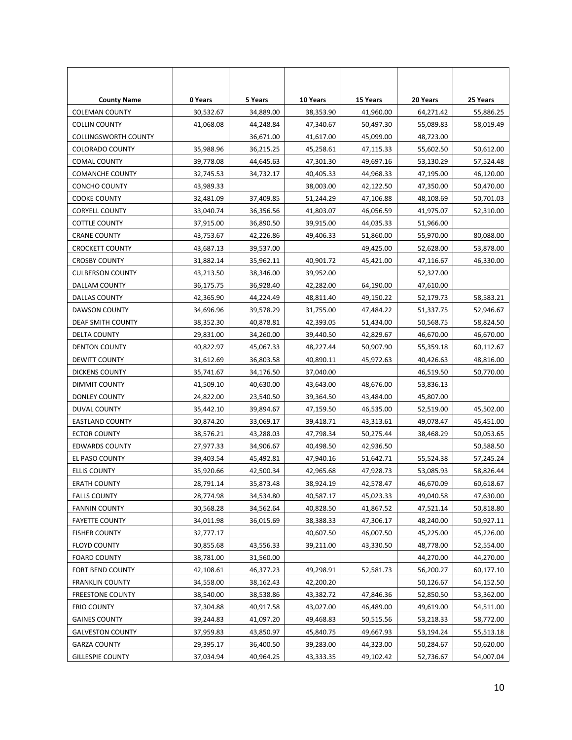| County Name | 0 Years | 5 Years | 10 Years | 15 Years | 20 Years | 25 Years |
|---|---|---|---|---|---|---|
| COLEMAN COUNTY | 30,532.67 | 34,889.00 | 38,353.90 | 41,960.00 | 64,271.42 | 55,886.25 |
| COLLIN COUNTY | 41,068.08 | 44,248.84 | 47,340.67 | 50,497.30 | 55,089.83 | 58,019.49 |
| COLLINGSWORTH COUNTY | | 36,671.00 | 41,617.00 | 45,099.00 | 48,723.00 | |
| COLORADO COUNTY | 35,988.96 | 36,215.25 | 45,258.61 | 47,115.33 | 55,602.50 | 50,612.00 |
| COMAL COUNTY | 39,778.08 | 44,645.63 | 47,301.30 | 49,697.16 | 53,130.29 | 57,524.48 |
| COMANCHE COUNTY | 32,745.53 | 34,732.17 | 40,405.33 | 44,968.33 | 47,195.00 | 46,120.00 |
| CONCHO COUNTY | 43,989.33 | | 38,003.00 | 42,122.50 | 47,350.00 | 50,470.00 |
| COOKE COUNTY | 32,481.09 | 37,409.85 | 51,244.29 | 47,106.88 | 48,108.69 | 50,701.03 |
| CORYELL COUNTY | 33,040.74 | 36,356.56 | 41,803.07 | 46,056.59 | 41,975.07 | 52,310.00 |
| COTTLE COUNTY | 37,915.00 | 36,890.50 | 39,915.00 | 44,035.33 | 51,966.00 | |
| CRANE COUNTY | 43,753.67 | 42,226.86 | 49,406.33 | 51,860.00 | 55,970.00 | 80,088.00 |
| CROCKETT COUNTY | 43,687.13 | 39,537.00 | | 49,425.00 | 52,628.00 | 53,878.00 |
| CROSBY COUNTY | 31,882.14 | 35,962.11 | 40,901.72 | 45,421.00 | 47,116.67 | 46,330.00 |
| CULBERSON COUNTY | 43,213.50 | 38,346.00 | 39,952.00 | | 52,327.00 | |
| DALLAM COUNTY | 36,175.75 | 36,928.40 | 42,282.00 | 64,190.00 | 47,610.00 | |
| DALLAS COUNTY | 42,365.90 | 44,224.49 | 48,811.40 | 49,150.22 | 52,179.73 | 58,583.21 |
| DAWSON COUNTY | 34,696.96 | 39,578.29 | 31,755.00 | 47,484.22 | 51,337.75 | 52,946.67 |
| DEAF SMITH COUNTY | 38,352.30 | 40,878.81 | 42,393.05 | 51,434.00 | 50,568.75 | 58,824.50 |
| DELTA COUNTY | 29,831.00 | 34,260.00 | 39,440.50 | 42,829.67 | 46,670.00 | 46,670.00 |
| DENTON COUNTY | 40,822.97 | 45,067.33 | 48,227.44 | 50,907.90 | 55,359.18 | 60,112.67 |
| DEWITT COUNTY | 31,612.69 | 36,803.58 | 40,890.11 | 45,972.63 | 40,426.63 | 48,816.00 |
| DICKENS COUNTY | 35,741.67 | 34,176.50 | 37,040.00 | | 46,519.50 | 50,770.00 |
| DIMMIT COUNTY | 41,509.10 | 40,630.00 | 43,643.00 | 48,676.00 | 53,836.13 | |
| DONLEY COUNTY | 24,822.00 | 23,540.50 | 39,364.50 | 43,484.00 | 45,807.00 | |
| DUVAL COUNTY | 35,442.10 | 39,894.67 | 47,159.50 | 46,535.00 | 52,519.00 | 45,502.00 |
| EASTLAND COUNTY | 30,874.20 | 33,069.17 | 39,418.71 | 43,313.61 | 49,078.47 | 45,451.00 |
| ECTOR COUNTY | 38,576.21 | 43,288.03 | 47,798.34 | 50,275.44 | 38,468.29 | 50,053.65 |
| EDWARDS COUNTY | 27,977.33 | 34,906.67 | 40,498.50 | 42,936.50 | | 50,588.50 |
| EL PASO COUNTY | 39,403.54 | 45,492.81 | 47,940.16 | 51,642.71 | 55,524.38 | 57,245.24 |
| ELLIS COUNTY | 35,920.66 | 42,500.34 | 42,965.68 | 47,928.73 | 53,085.93 | 58,826.44 |
| ERATH COUNTY | 28,791.14 | 35,873.48 | 38,924.19 | 42,578.47 | 46,670.09 | 60,618.67 |
| FALLS COUNTY | 28,774.98 | 34,534.80 | 40,587.17 | 45,023.33 | 49,040.58 | 47,630.00 |
| FANNIN COUNTY | 30,568.28 | 34,562.64 | 40,828.50 | 41,867.52 | 47,521.14 | 50,818.80 |
| FAYETTE COUNTY | 34,011.98 | 36,015.69 | 38,388.33 | 47,306.17 | 48,240.00 | 50,927.11 |
| FISHER COUNTY | 32,777.17 | | 40,607.50 | 46,007.50 | 45,225.00 | 45,226.00 |
| FLOYD COUNTY | 30,855.68 | 43,556.33 | 39,211.00 | 43,330.50 | 48,778.00 | 52,554.00 |
| FOARD COUNTY | 38,781.00 | 31,560.00 | | | 44,270.00 | 44,270.00 |
| FORT BEND COUNTY | 42,108.61 | 46,377.23 | 49,298.91 | 52,581.73 | 56,200.27 | 60,177.10 |
| FRANKLIN COUNTY | 34,558.00 | 38,162.43 | 42,200.20 | | 50,126.67 | 54,152.50 |
| FREESTONE COUNTY | 38,540.00 | 38,538.86 | 43,382.72 | 47,846.36 | 52,850.50 | 53,362.00 |
| FRIO COUNTY | 37,304.88 | 40,917.58 | 43,027.00 | 46,489.00 | 49,619.00 | 54,511.00 |
| GAINES COUNTY | 39,244.83 | 41,097.20 | 49,468.83 | 50,515.56 | 53,218.33 | 58,772.00 |
| GALVESTON COUNTY | 37,959.83 | 43,850.97 | 45,840.75 | 49,667.93 | 53,194.24 | 55,513.18 |
| GARZA COUNTY | 29,395.17 | 36,400.50 | 39,283.00 | 44,323.00 | 50,284.67 | 50,620.00 |
| GILLESPIE COUNTY | 37,034.94 | 40,964.25 | 43,333.35 | 49,102.42 | 52,736.67 | 54,007.04 |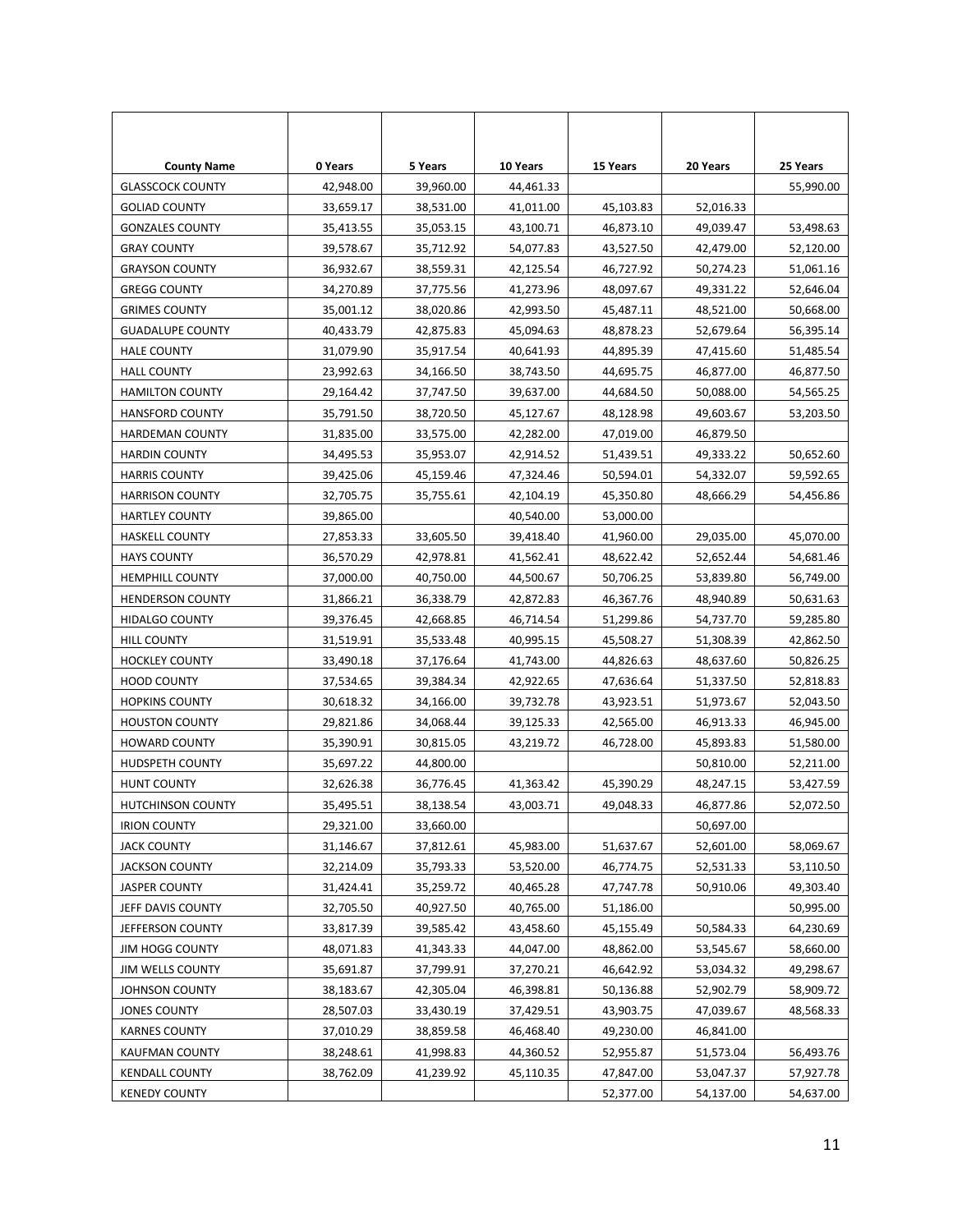| County Name | 0 Years | 5 Years | 10 Years | 15 Years | 20 Years | 25 Years |
|---|---|---|---|---|---|---|
| GLASSCOCK COUNTY | 42,948.00 | 39,960.00 | 44,461.33 | | | 55,990.00 |
| GOLIAD COUNTY | 33,659.17 | 38,531.00 | 41,011.00 | 45,103.83 | 52,016.33 | |
| GONZALES COUNTY | 35,413.55 | 35,053.15 | 43,100.71 | 46,873.10 | 49,039.47 | 53,498.63 |
| GRAY COUNTY | 39,578.67 | 35,712.92 | 54,077.83 | 43,527.50 | 42,479.00 | 52,120.00 |
| GRAYSON COUNTY | 36,932.67 | 38,559.31 | 42,125.54 | 46,727.92 | 50,274.23 | 51,061.16 |
| GREGG COUNTY | 34,270.89 | 37,775.56 | 41,273.96 | 48,097.67 | 49,331.22 | 52,646.04 |
| GRIMES COUNTY | 35,001.12 | 38,020.86 | 42,993.50 | 45,487.11 | 48,521.00 | 50,668.00 |
| GUADALUPE COUNTY | 40,433.79 | 42,875.83 | 45,094.63 | 48,878.23 | 52,679.64 | 56,395.14 |
| HALE COUNTY | 31,079.90 | 35,917.54 | 40,641.93 | 44,895.39 | 47,415.60 | 51,485.54 |
| HALL COUNTY | 23,992.63 | 34,166.50 | 38,743.50 | 44,695.75 | 46,877.00 | 46,877.50 |
| HAMILTON COUNTY | 29,164.42 | 37,747.50 | 39,637.00 | 44,684.50 | 50,088.00 | 54,565.25 |
| HANSFORD COUNTY | 35,791.50 | 38,720.50 | 45,127.67 | 48,128.98 | 49,603.67 | 53,203.50 |
| HARDEMAN COUNTY | 31,835.00 | 33,575.00 | 42,282.00 | 47,019.00 | 46,879.50 | |
| HARDIN COUNTY | 34,495.53 | 35,953.07 | 42,914.52 | 51,439.51 | 49,333.22 | 50,652.60 |
| HARRIS COUNTY | 39,425.06 | 45,159.46 | 47,324.46 | 50,594.01 | 54,332.07 | 59,592.65 |
| HARRISON COUNTY | 32,705.75 | 35,755.61 | 42,104.19 | 45,350.80 | 48,666.29 | 54,456.86 |
| HARTLEY COUNTY | 39,865.00 | | 40,540.00 | 53,000.00 | | |
| HASKELL COUNTY | 27,853.33 | 33,605.50 | 39,418.40 | 41,960.00 | 29,035.00 | 45,070.00 |
| HAYS COUNTY | 36,570.29 | 42,978.81 | 41,562.41 | 48,622.42 | 52,652.44 | 54,681.46 |
| HEMPHILL COUNTY | 37,000.00 | 40,750.00 | 44,500.67 | 50,706.25 | 53,839.80 | 56,749.00 |
| HENDERSON COUNTY | 31,866.21 | 36,338.79 | 42,872.83 | 46,367.76 | 48,940.89 | 50,631.63 |
| HIDALGO COUNTY | 39,376.45 | 42,668.85 | 46,714.54 | 51,299.86 | 54,737.70 | 59,285.80 |
| HILL COUNTY | 31,519.91 | 35,533.48 | 40,995.15 | 45,508.27 | 51,308.39 | 42,862.50 |
| HOCKLEY COUNTY | 33,490.18 | 37,176.64 | 41,743.00 | 44,826.63 | 48,637.60 | 50,826.25 |
| HOOD COUNTY | 37,534.65 | 39,384.34 | 42,922.65 | 47,636.64 | 51,337.50 | 52,818.83 |
| HOPKINS COUNTY | 30,618.32 | 34,166.00 | 39,732.78 | 43,923.51 | 51,973.67 | 52,043.50 |
| HOUSTON COUNTY | 29,821.86 | 34,068.44 | 39,125.33 | 42,565.00 | 46,913.33 | 46,945.00 |
| HOWARD COUNTY | 35,390.91 | 30,815.05 | 43,219.72 | 46,728.00 | 45,893.83 | 51,580.00 |
| HUDSPETH COUNTY | 35,697.22 | 44,800.00 | | | 50,810.00 | 52,211.00 |
| HUNT COUNTY | 32,626.38 | 36,776.45 | 41,363.42 | 45,390.29 | 48,247.15 | 53,427.59 |
| HUTCHINSON COUNTY | 35,495.51 | 38,138.54 | 43,003.71 | 49,048.33 | 46,877.86 | 52,072.50 |
| IRION COUNTY | 29,321.00 | 33,660.00 | | | 50,697.00 | |
| JACK COUNTY | 31,146.67 | 37,812.61 | 45,983.00 | 51,637.67 | 52,601.00 | 58,069.67 |
| JACKSON COUNTY | 32,214.09 | 35,793.33 | 53,520.00 | 46,774.75 | 52,531.33 | 53,110.50 |
| JASPER COUNTY | 31,424.41 | 35,259.72 | 40,465.28 | 47,747.78 | 50,910.06 | 49,303.40 |
| JEFF DAVIS COUNTY | 32,705.50 | 40,927.50 | 40,765.00 | 51,186.00 | | 50,995.00 |
| JEFFERSON COUNTY | 33,817.39 | 39,585.42 | 43,458.60 | 45,155.49 | 50,584.33 | 64,230.69 |
| JIM HOGG COUNTY | 48,071.83 | 41,343.33 | 44,047.00 | 48,862.00 | 53,545.67 | 58,660.00 |
| JIM WELLS COUNTY | 35,691.87 | 37,799.91 | 37,270.21 | 46,642.92 | 53,034.32 | 49,298.67 |
| JOHNSON COUNTY | 38,183.67 | 42,305.04 | 46,398.81 | 50,136.88 | 52,902.79 | 58,909.72 |
| JONES COUNTY | 28,507.03 | 33,430.19 | 37,429.51 | 43,903.75 | 47,039.67 | 48,568.33 |
| KARNES COUNTY | 37,010.29 | 38,859.58 | 46,468.40 | 49,230.00 | 46,841.00 | |
| KAUFMAN COUNTY | 38,248.61 | 41,998.83 | 44,360.52 | 52,955.87 | 51,573.04 | 56,493.76 |
| KENDALL COUNTY | 38,762.09 | 41,239.92 | 45,110.35 | 47,847.00 | 53,047.37 | 57,927.78 |
| KENEDY COUNTY | | | | 52,377.00 | 54,137.00 | 54,637.00 |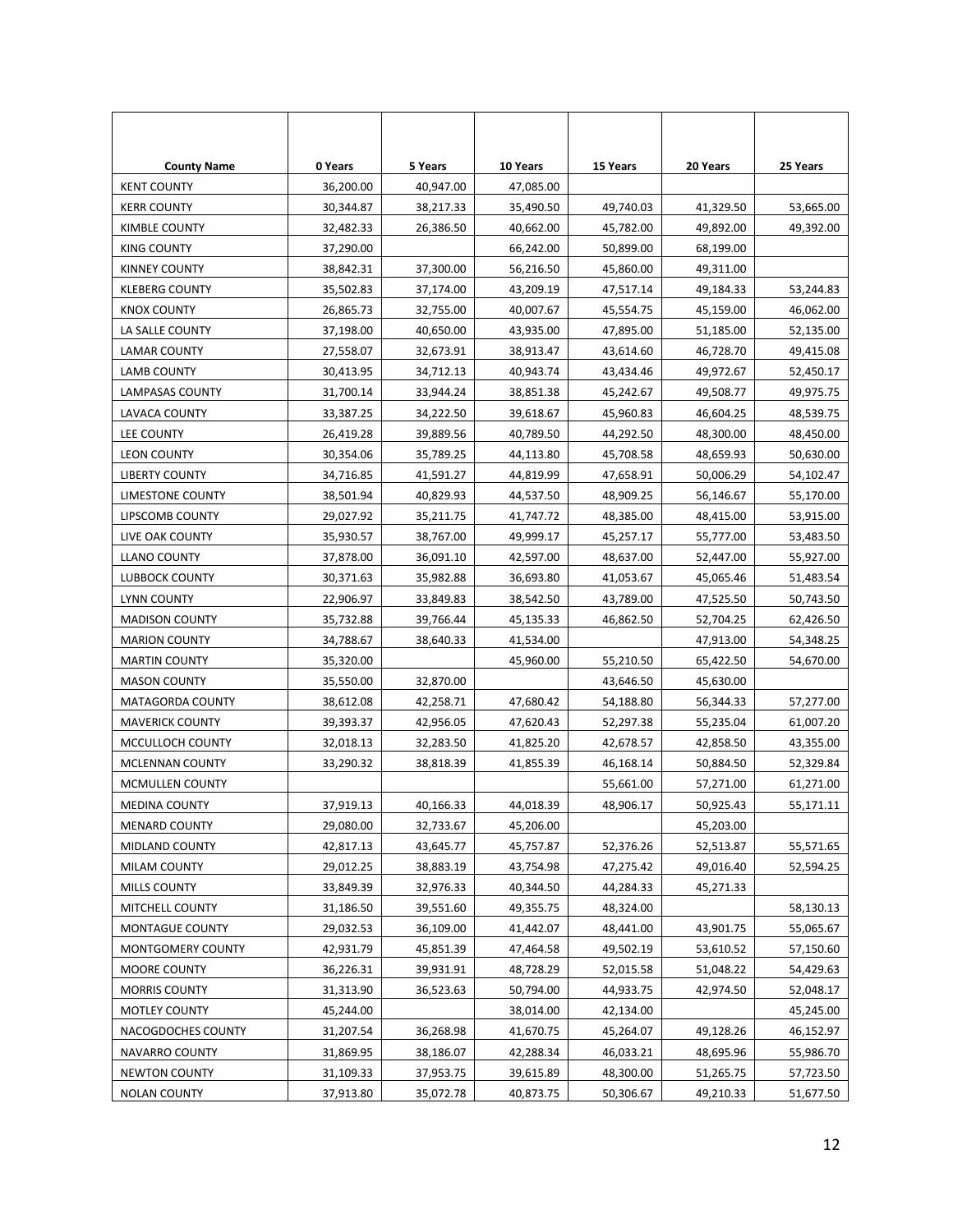| County Name | 0 Years | 5 Years | 10 Years | 15 Years | 20 Years | 25 Years |
|---|---|---|---|---|---|---|
| KENT COUNTY | 36,200.00 | 40,947.00 | 47,085.00 | | | |
| KERR COUNTY | 30,344.87 | 38,217.33 | 35,490.50 | 49,740.03 | 41,329.50 | 53,665.00 |
| KIMBLE COUNTY | 32,482.33 | 26,386.50 | 40,662.00 | 45,782.00 | 49,892.00 | 49,392.00 |
| KING COUNTY | 37,290.00 | | 66,242.00 | 50,899.00 | 68,199.00 | |
| KINNEY COUNTY | 38,842.31 | 37,300.00 | 56,216.50 | 45,860.00 | 49,311.00 | |
| KLEBERG COUNTY | 35,502.83 | 37,174.00 | 43,209.19 | 47,517.14 | 49,184.33 | 53,244.83 |
| KNOX COUNTY | 26,865.73 | 32,755.00 | 40,007.67 | 45,554.75 | 45,159.00 | 46,062.00 |
| LA SALLE COUNTY | 37,198.00 | 40,650.00 | 43,935.00 | 47,895.00 | 51,185.00 | 52,135.00 |
| LAMAR COUNTY | 27,558.07 | 32,673.91 | 38,913.47 | 43,614.60 | 46,728.70 | 49,415.08 |
| LAMB COUNTY | 30,413.95 | 34,712.13 | 40,943.74 | 43,434.46 | 49,972.67 | 52,450.17 |
| LAMPASAS COUNTY | 31,700.14 | 33,944.24 | 38,851.38 | 45,242.67 | 49,508.77 | 49,975.75 |
| LAVACA COUNTY | 33,387.25 | 34,222.50 | 39,618.67 | 45,960.83 | 46,604.25 | 48,539.75 |
| LEE COUNTY | 26,419.28 | 39,889.56 | 40,789.50 | 44,292.50 | 48,300.00 | 48,450.00 |
| LEON COUNTY | 30,354.06 | 35,789.25 | 44,113.80 | 45,708.58 | 48,659.93 | 50,630.00 |
| LIBERTY COUNTY | 34,716.85 | 41,591.27 | 44,819.99 | 47,658.91 | 50,006.29 | 54,102.47 |
| LIMESTONE COUNTY | 38,501.94 | 40,829.93 | 44,537.50 | 48,909.25 | 56,146.67 | 55,170.00 |
| LIPSCOMB COUNTY | 29,027.92 | 35,211.75 | 41,747.72 | 48,385.00 | 48,415.00 | 53,915.00 |
| LIVE OAK COUNTY | 35,930.57 | 38,767.00 | 49,999.17 | 45,257.17 | 55,777.00 | 53,483.50 |
| LLANO COUNTY | 37,878.00 | 36,091.10 | 42,597.00 | 48,637.00 | 52,447.00 | 55,927.00 |
| LUBBOCK COUNTY | 30,371.63 | 35,982.88 | 36,693.80 | 41,053.67 | 45,065.46 | 51,483.54 |
| LYNN COUNTY | 22,906.97 | 33,849.83 | 38,542.50 | 43,789.00 | 47,525.50 | 50,743.50 |
| MADISON COUNTY | 35,732.88 | 39,766.44 | 45,135.33 | 46,862.50 | 52,704.25 | 62,426.50 |
| MARION COUNTY | 34,788.67 | 38,640.33 | 41,534.00 | | 47,913.00 | 54,348.25 |
| MARTIN COUNTY | 35,320.00 | | 45,960.00 | 55,210.50 | 65,422.50 | 54,670.00 |
| MASON COUNTY | 35,550.00 | 32,870.00 | | 43,646.50 | 45,630.00 | |
| MATAGORDA COUNTY | 38,612.08 | 42,258.71 | 47,680.42 | 54,188.80 | 56,344.33 | 57,277.00 |
| MAVERICK COUNTY | 39,393.37 | 42,956.05 | 47,620.43 | 52,297.38 | 55,235.04 | 61,007.20 |
| MCCULLOCH COUNTY | 32,018.13 | 32,283.50 | 41,825.20 | 42,678.57 | 42,858.50 | 43,355.00 |
| MCLENNAN COUNTY | 33,290.32 | 38,818.39 | 41,855.39 | 46,168.14 | 50,884.50 | 52,329.84 |
| MCMULLEN COUNTY | | | | 55,661.00 | 57,271.00 | 61,271.00 |
| MEDINA COUNTY | 37,919.13 | 40,166.33 | 44,018.39 | 48,906.17 | 50,925.43 | 55,171.11 |
| MENARD COUNTY | 29,080.00 | 32,733.67 | 45,206.00 | | 45,203.00 | |
| MIDLAND COUNTY | 42,817.13 | 43,645.77 | 45,757.87 | 52,376.26 | 52,513.87 | 55,571.65 |
| MILAM COUNTY | 29,012.25 | 38,883.19 | 43,754.98 | 47,275.42 | 49,016.40 | 52,594.25 |
| MILLS COUNTY | 33,849.39 | 32,976.33 | 40,344.50 | 44,284.33 | 45,271.33 | |
| MITCHELL COUNTY | 31,186.50 | 39,551.60 | 49,355.75 | 48,324.00 | | 58,130.13 |
| MONTAGUE COUNTY | 29,032.53 | 36,109.00 | 41,442.07 | 48,441.00 | 43,901.75 | 55,065.67 |
| MONTGOMERY COUNTY | 42,931.79 | 45,851.39 | 47,464.58 | 49,502.19 | 53,610.52 | 57,150.60 |
| MOORE COUNTY | 36,226.31 | 39,931.91 | 48,728.29 | 52,015.58 | 51,048.22 | 54,429.63 |
| MORRIS COUNTY | 31,313.90 | 36,523.63 | 50,794.00 | 44,933.75 | 42,974.50 | 52,048.17 |
| MOTLEY COUNTY | 45,244.00 | | 38,014.00 | 42,134.00 | | 45,245.00 |
| NACOGDOCHES COUNTY | 31,207.54 | 36,268.98 | 41,670.75 | 45,264.07 | 49,128.26 | 46,152.97 |
| NAVARRO COUNTY | 31,869.95 | 38,186.07 | 42,288.34 | 46,033.21 | 48,695.96 | 55,986.70 |
| NEWTON COUNTY | 31,109.33 | 37,953.75 | 39,615.89 | 48,300.00 | 51,265.75 | 57,723.50 |
| NOLAN COUNTY | 37,913.80 | 35,072.78 | 40,873.75 | 50,306.67 | 49,210.33 | 51,677.50 |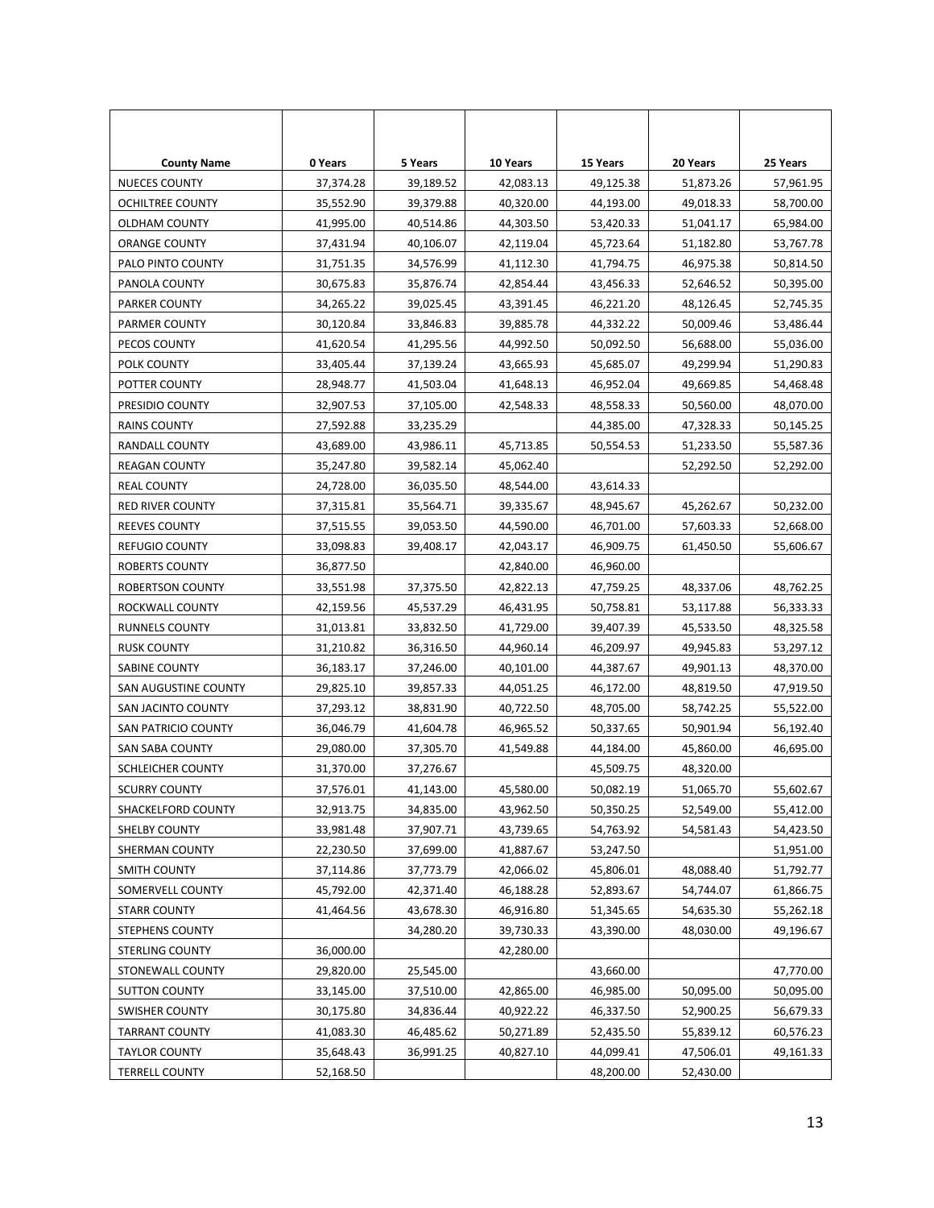| County Name | 0 Years | 5 Years | 10 Years | 15 Years | 20 Years | 25 Years |
|---|---|---|---|---|---|---|
| NUECES COUNTY | 37,374.28 | 39,189.52 | 42,083.13 | 49,125.38 | 51,873.26 | 57,961.95 |
| OCHILTREE COUNTY | 35,552.90 | 39,379.88 | 40,320.00 | 44,193.00 | 49,018.33 | 58,700.00 |
| OLDHAM COUNTY | 41,995.00 | 40,514.86 | 44,303.50 | 53,420.33 | 51,041.17 | 65,984.00 |
| ORANGE COUNTY | 37,431.94 | 40,106.07 | 42,119.04 | 45,723.64 | 51,182.80 | 53,767.78 |
| PALO PINTO COUNTY | 31,751.35 | 34,576.99 | 41,112.30 | 41,794.75 | 46,975.38 | 50,814.50 |
| PANOLA COUNTY | 30,675.83 | 35,876.74 | 42,854.44 | 43,456.33 | 52,646.52 | 50,395.00 |
| PARKER COUNTY | 34,265.22 | 39,025.45 | 43,391.45 | 46,221.20 | 48,126.45 | 52,745.35 |
| PARMER COUNTY | 30,120.84 | 33,846.83 | 39,885.78 | 44,332.22 | 50,009.46 | 53,486.44 |
| PECOS COUNTY | 41,620.54 | 41,295.56 | 44,992.50 | 50,092.50 | 56,688.00 | 55,036.00 |
| POLK COUNTY | 33,405.44 | 37,139.24 | 43,665.93 | 45,685.07 | 49,299.94 | 51,290.83 |
| POTTER COUNTY | 28,948.77 | 41,503.04 | 41,648.13 | 46,952.04 | 49,669.85 | 54,468.48 |
| PRESIDIO COUNTY | 32,907.53 | 37,105.00 | 42,548.33 | 48,558.33 | 50,560.00 | 48,070.00 |
| RAINS COUNTY | 27,592.88 | 33,235.29 | | 44,385.00 | 47,328.33 | 50,145.25 |
| RANDALL COUNTY | 43,689.00 | 43,986.11 | 45,713.85 | 50,554.53 | 51,233.50 | 55,587.36 |
| REAGAN COUNTY | 35,247.80 | 39,582.14 | 45,062.40 | | 52,292.50 | 52,292.00 |
| REAL COUNTY | 24,728.00 | 36,035.50 | 48,544.00 | 43,614.33 | | |
| RED RIVER COUNTY | 37,315.81 | 35,564.71 | 39,335.67 | 48,945.67 | 45,262.67 | 50,232.00 |
| REEVES COUNTY | 37,515.55 | 39,053.50 | 44,590.00 | 46,701.00 | 57,603.33 | 52,668.00 |
| REFUGIO COUNTY | 33,098.83 | 39,408.17 | 42,043.17 | 46,909.75 | 61,450.50 | 55,606.67 |
| ROBERTS COUNTY | 36,877.50 | | 42,840.00 | 46,960.00 | | |
| ROBERTSON COUNTY | 33,551.98 | 37,375.50 | 42,822.13 | 47,759.25 | 48,337.06 | 48,762.25 |
| ROCKWALL COUNTY | 42,159.56 | 45,537.29 | 46,431.95 | 50,758.81 | 53,117.88 | 56,333.33 |
| RUNNELS COUNTY | 31,013.81 | 33,832.50 | 41,729.00 | 39,407.39 | 45,533.50 | 48,325.58 |
| RUSK COUNTY | 31,210.82 | 36,316.50 | 44,960.14 | 46,209.97 | 49,945.83 | 53,297.12 |
| SABINE COUNTY | 36,183.17 | 37,246.00 | 40,101.00 | 44,387.67 | 49,901.13 | 48,370.00 |
| SAN AUGUSTINE COUNTY | 29,825.10 | 39,857.33 | 44,051.25 | 46,172.00 | 48,819.50 | 47,919.50 |
| SAN JACINTO COUNTY | 37,293.12 | 38,831.90 | 40,722.50 | 48,705.00 | 58,742.25 | 55,522.00 |
| SAN PATRICIO COUNTY | 36,046.79 | 41,604.78 | 46,965.52 | 50,337.65 | 50,901.94 | 56,192.40 |
| SAN SABA COUNTY | 29,080.00 | 37,305.70 | 41,549.88 | 44,184.00 | 45,860.00 | 46,695.00 |
| SCHLEICHER COUNTY | 31,370.00 | 37,276.67 | | 45,509.75 | 48,320.00 | |
| SCURRY COUNTY | 37,576.01 | 41,143.00 | 45,580.00 | 50,082.19 | 51,065.70 | 55,602.67 |
| SHACKELFORD COUNTY | 32,913.75 | 34,835.00 | 43,962.50 | 50,350.25 | 52,549.00 | 55,412.00 |
| SHELBY COUNTY | 33,981.48 | 37,907.71 | 43,739.65 | 54,763.92 | 54,581.43 | 54,423.50 |
| SHERMAN COUNTY | 22,230.50 | 37,699.00 | 41,887.67 | 53,247.50 | | 51,951.00 |
| SMITH COUNTY | 37,114.86 | 37,773.79 | 42,066.02 | 45,806.01 | 48,088.40 | 51,792.77 |
| SOMERVELL COUNTY | 45,792.00 | 42,371.40 | 46,188.28 | 52,893.67 | 54,744.07 | 61,866.75 |
| STARR COUNTY | 41,464.56 | 43,678.30 | 46,916.80 | 51,345.65 | 54,635.30 | 55,262.18 |
| STEPHENS COUNTY | | 34,280.20 | 39,730.33 | 43,390.00 | 48,030.00 | 49,196.67 |
| STERLING COUNTY | 36,000.00 | | 42,280.00 | | | |
| STONEWALL COUNTY | 29,820.00 | 25,545.00 | | 43,660.00 | | 47,770.00 |
| SUTTON COUNTY | 33,145.00 | 37,510.00 | 42,865.00 | 46,985.00 | 50,095.00 | 50,095.00 |
| SWISHER COUNTY | 30,175.80 | 34,836.44 | 40,922.22 | 46,337.50 | 52,900.25 | 56,679.33 |
| TARRANT COUNTY | 41,083.30 | 46,485.62 | 50,271.89 | 52,435.50 | 55,839.12 | 60,576.23 |
| TAYLOR COUNTY | 35,648.43 | 36,991.25 | 40,827.10 | 44,099.41 | 47,506.01 | 49,161.33 |
| TERRELL COUNTY | 52,168.50 | | | 48,200.00 | 52,430.00 | |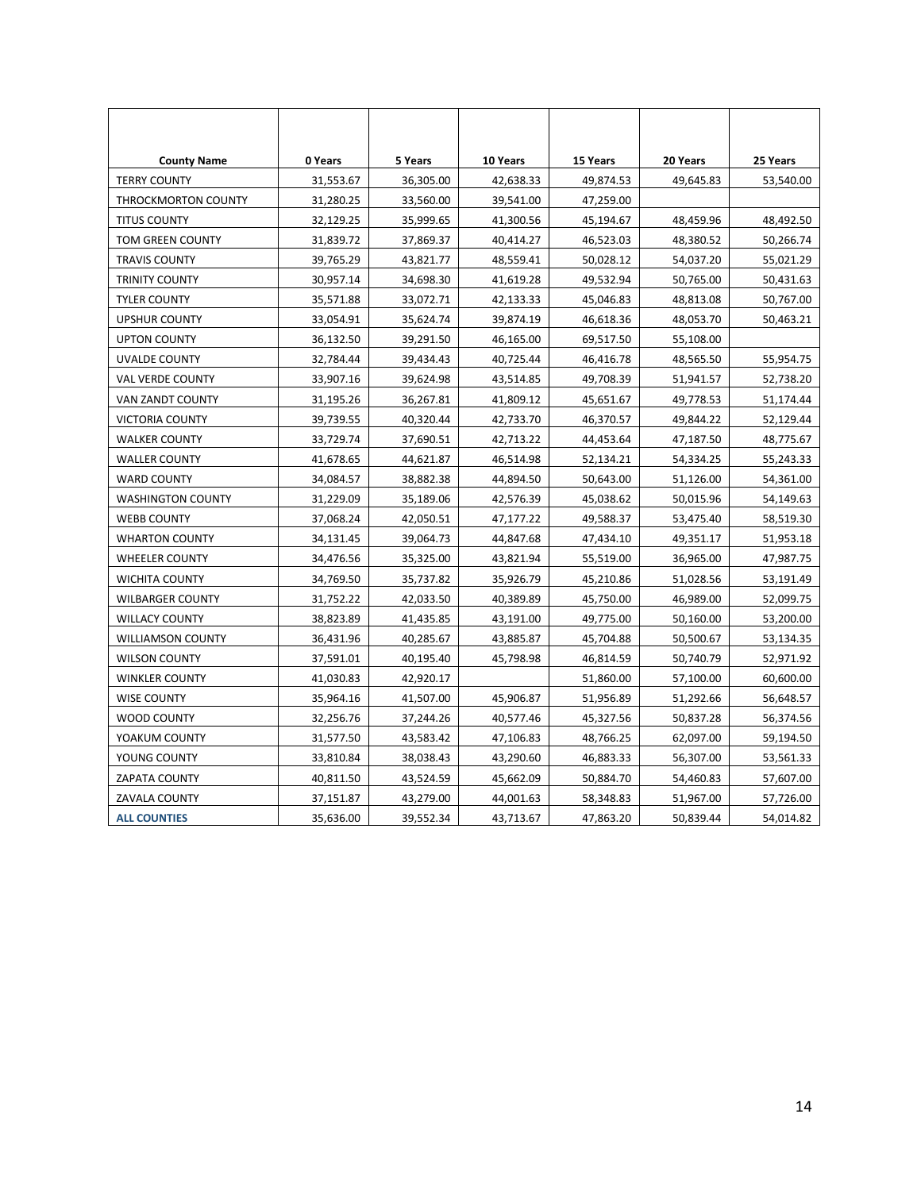| County Name | 0 Years | 5 Years | 10 Years | 15 Years | 20 Years | 25 Years |
|---|---|---|---|---|---|---|
| TERRY COUNTY | 31,553.67 | 36,305.00 | 42,638.33 | 49,874.53 | 49,645.83 | 53,540.00 |
| THROCKMORTON COUNTY | 31,280.25 | 33,560.00 | 39,541.00 | 47,259.00 | | |
| TITUS COUNTY | 32,129.25 | 35,999.65 | 41,300.56 | 45,194.67 | 48,459.96 | 48,492.50 |
| TOM GREEN COUNTY | 31,839.72 | 37,869.37 | 40,414.27 | 46,523.03 | 48,380.52 | 50,266.74 |
| TRAVIS COUNTY | 39,765.29 | 43,821.77 | 48,559.41 | 50,028.12 | 54,037.20 | 55,021.29 |
| TRINITY COUNTY | 30,957.14 | 34,698.30 | 41,619.28 | 49,532.94 | 50,765.00 | 50,431.63 |
| TYLER COUNTY | 35,571.88 | 33,072.71 | 42,133.33 | 45,046.83 | 48,813.08 | 50,767.00 |
| UPSHUR COUNTY | 33,054.91 | 35,624.74 | 39,874.19 | 46,618.36 | 48,053.70 | 50,463.21 |
| UPTON COUNTY | 36,132.50 | 39,291.50 | 46,165.00 | 69,517.50 | 55,108.00 | |
| UVALDE COUNTY | 32,784.44 | 39,434.43 | 40,725.44 | 46,416.78 | 48,565.50 | 55,954.75 |
| VAL VERDE COUNTY | 33,907.16 | 39,624.98 | 43,514.85 | 49,708.39 | 51,941.57 | 52,738.20 |
| VAN ZANDT COUNTY | 31,195.26 | 36,267.81 | 41,809.12 | 45,651.67 | 49,778.53 | 51,174.44 |
| VICTORIA COUNTY | 39,739.55 | 40,320.44 | 42,733.70 | 46,370.57 | 49,844.22 | 52,129.44 |
| WALKER COUNTY | 33,729.74 | 37,690.51 | 42,713.22 | 44,453.64 | 47,187.50 | 48,775.67 |
| WALLER COUNTY | 41,678.65 | 44,621.87 | 46,514.98 | 52,134.21 | 54,334.25 | 55,243.33 |
| WARD COUNTY | 34,084.57 | 38,882.38 | 44,894.50 | 50,643.00 | 51,126.00 | 54,361.00 |
| WASHINGTON COUNTY | 31,229.09 | 35,189.06 | 42,576.39 | 45,038.62 | 50,015.96 | 54,149.63 |
| WEBB COUNTY | 37,068.24 | 42,050.51 | 47,177.22 | 49,588.37 | 53,475.40 | 58,519.30 |
| WHARTON COUNTY | 34,131.45 | 39,064.73 | 44,847.68 | 47,434.10 | 49,351.17 | 51,953.18 |
| WHEELER COUNTY | 34,476.56 | 35,325.00 | 43,821.94 | 55,519.00 | 36,965.00 | 47,987.75 |
| WICHITA COUNTY | 34,769.50 | 35,737.82 | 35,926.79 | 45,210.86 | 51,028.56 | 53,191.49 |
| WILBARGER COUNTY | 31,752.22 | 42,033.50 | 40,389.89 | 45,750.00 | 46,989.00 | 52,099.75 |
| WILLACY COUNTY | 38,823.89 | 41,435.85 | 43,191.00 | 49,775.00 | 50,160.00 | 53,200.00 |
| WILLIAMSON COUNTY | 36,431.96 | 40,285.67 | 43,885.87 | 45,704.88 | 50,500.67 | 53,134.35 |
| WILSON COUNTY | 37,591.01 | 40,195.40 | 45,798.98 | 46,814.59 | 50,740.79 | 52,971.92 |
| WINKLER COUNTY | 41,030.83 | 42,920.17 | | 51,860.00 | 57,100.00 | 60,600.00 |
| WISE COUNTY | 35,964.16 | 41,507.00 | 45,906.87 | 51,956.89 | 51,292.66 | 56,648.57 |
| WOOD COUNTY | 32,256.76 | 37,244.26 | 40,577.46 | 45,327.56 | 50,837.28 | 56,374.56 |
| YOAKUM COUNTY | 31,577.50 | 43,583.42 | 47,106.83 | 48,766.25 | 62,097.00 | 59,194.50 |
| YOUNG COUNTY | 33,810.84 | 38,038.43 | 43,290.60 | 46,883.33 | 56,307.00 | 53,561.33 |
| ZAPATA COUNTY | 40,811.50 | 43,524.59 | 45,662.09 | 50,884.70 | 54,460.83 | 57,607.00 |
| ZAVALA COUNTY | 37,151.87 | 43,279.00 | 44,001.63 | 58,348.83 | 51,967.00 | 57,726.00 |
| **ALL COUNTIES** | 35,636.00 | 39,552.34 | 43,713.67 | 47,863.20 | 50,839.44 | 54,014.82 |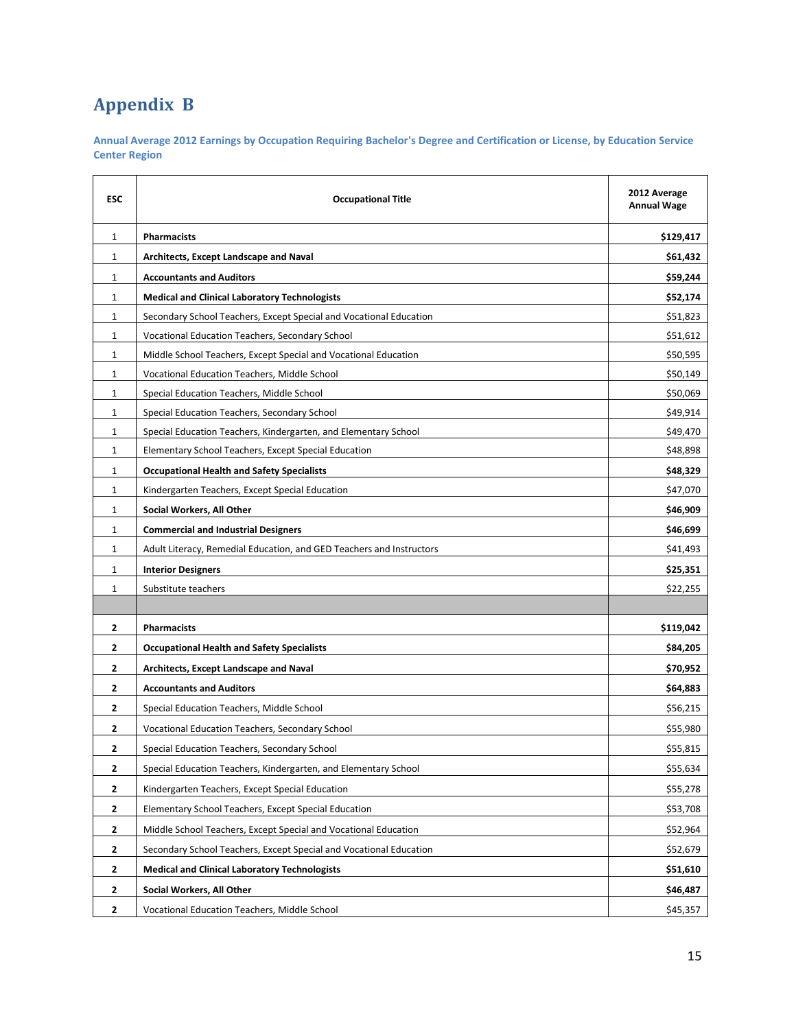# Appendix B

**Annual Average 2012 Earnings by Occupation Requiring Bachelor's Degree and Certification or License, by Education Service Center Region**

| ESC | Occupational Title | 2012 Average Annual Wage |
|---|---|---|
| 1 | **Pharmacists** | **$129,417** |
| 1 | **Architects, Except Landscape and Naval** | **$61,432** |
| 1 | **Accountants and Auditors** | **$59,244** |
| 1 | **Medical and Clinical Laboratory Technologists** | **$52,174** |
| 1 | Secondary School Teachers, Except Special and Vocational Education | $51,823 |
| 1 | Vocational Education Teachers, Secondary School | $51,612 |
| 1 | Middle School Teachers, Except Special and Vocational Education | $50,595 |
| 1 | Vocational Education Teachers, Middle School | $50,149 |
| 1 | Special Education Teachers, Middle School | $50,069 |
| 1 | Special Education Teachers, Secondary School | $49,914 |
| 1 | Special Education Teachers, Kindergarten, and Elementary School | $49,470 |
| 1 | Elementary School Teachers, Except Special Education | $48,898 |
| 1 | **Occupational Health and Safety Specialists** | **$48,329** |
| 1 | Kindergarten Teachers, Except Special Education | $47,070 |
| 1 | **Social Workers, All Other** | **$46,909** |
| 1 | **Commercial and Industrial Designers** | **$46,699** |
| 1 | Adult Literacy, Remedial Education, and GED Teachers and Instructors | $41,493 |
| 1 | **Interior Designers** | **$25,351** |
| 1 | Substitute teachers | $22,255 |
| | | |
| **2** | **Pharmacists** | **$119,042** |
| **2** | **Occupational Health and Safety Specialists** | **$84,205** |
| **2** | **Architects, Except Landscape and Naval** | **$70,952** |
| **2** | **Accountants and Auditors** | **$64,883** |
| **2** | Special Education Teachers, Middle School | $56,215 |
| **2** | Vocational Education Teachers, Secondary School | $55,980 |
| **2** | Special Education Teachers, Secondary School | $55,815 |
| **2** | Special Education Teachers, Kindergarten, and Elementary School | $55,634 |
| **2** | Kindergarten Teachers, Except Special Education | $55,278 |
| **2** | Elementary School Teachers, Except Special Education | $53,708 |
| **2** | Middle School Teachers, Except Special and Vocational Education | $52,964 |
| **2** | Secondary School Teachers, Except Special and Vocational Education | $52,679 |
| **2** | **Medical and Clinical Laboratory Technologists** | **$51,610** |
| **2** | **Social Workers, All Other** | **$46,487** |
| **2** | Vocational Education Teachers, Middle School | $45,357 |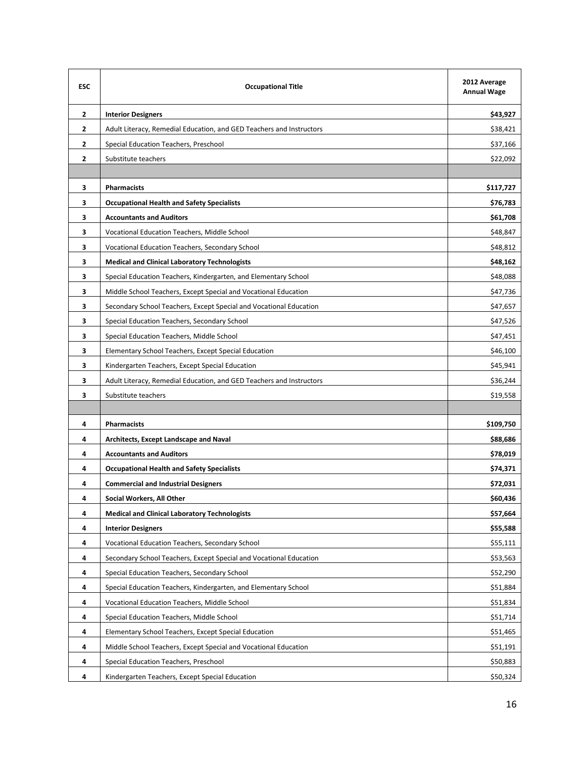| ESC | Occupational Title | 2012 Average Annual Wage |
|---|---|---|
| **2** | **Interior Designers** | **$43,927** |
| **2** | Adult Literacy, Remedial Education, and GED Teachers and Instructors | $38,421 |
| **2** | Special Education Teachers, Preschool | $37,166 |
| **2** | Substitute teachers | $22,092 |
| | | |
| **3** | **Pharmacists** | **$117,727** |
| **3** | **Occupational Health and Safety Specialists** | **$76,783** |
| **3** | **Accountants and Auditors** | **$61,708** |
| **3** | Vocational Education Teachers, Middle School | $48,847 |
| **3** | Vocational Education Teachers, Secondary School | $48,812 |
| **3** | **Medical and Clinical Laboratory Technologists** | **$48,162** |
| **3** | Special Education Teachers, Kindergarten, and Elementary School | $48,088 |
| **3** | Middle School Teachers, Except Special and Vocational Education | $47,736 |
| **3** | Secondary School Teachers, Except Special and Vocational Education | $47,657 |
| **3** | Special Education Teachers, Secondary School | $47,526 |
| **3** | Special Education Teachers, Middle School | $47,451 |
| **3** | Elementary School Teachers, Except Special Education | $46,100 |
| **3** | Kindergarten Teachers, Except Special Education | $45,941 |
| **3** | Adult Literacy, Remedial Education, and GED Teachers and Instructors | $36,244 |
| **3** | Substitute teachers | $19,558 |
| | | |
| **4** | **Pharmacists** | **$109,750** |
| **4** | **Architects, Except Landscape and Naval** | **$88,686** |
| **4** | **Accountants and Auditors** | **$78,019** |
| **4** | **Occupational Health and Safety Specialists** | **$74,371** |
| **4** | **Commercial and Industrial Designers** | **$72,031** |
| **4** | **Social Workers, All Other** | **$60,436** |
| **4** | **Medical and Clinical Laboratory Technologists** | **$57,664** |
| **4** | **Interior Designers** | **$55,588** |
| **4** | Vocational Education Teachers, Secondary School | $55,111 |
| **4** | Secondary School Teachers, Except Special and Vocational Education | $53,563 |
| **4** | Special Education Teachers, Secondary School | $52,290 |
| **4** | Special Education Teachers, Kindergarten, and Elementary School | $51,884 |
| **4** | Vocational Education Teachers, Middle School | $51,834 |
| **4** | Special Education Teachers, Middle School | $51,714 |
| **4** | Elementary School Teachers, Except Special Education | $51,465 |
| **4** | Middle School Teachers, Except Special and Vocational Education | $51,191 |
| **4** | Special Education Teachers, Preschool | $50,883 |
| **4** | Kindergarten Teachers, Except Special Education | $50,324 |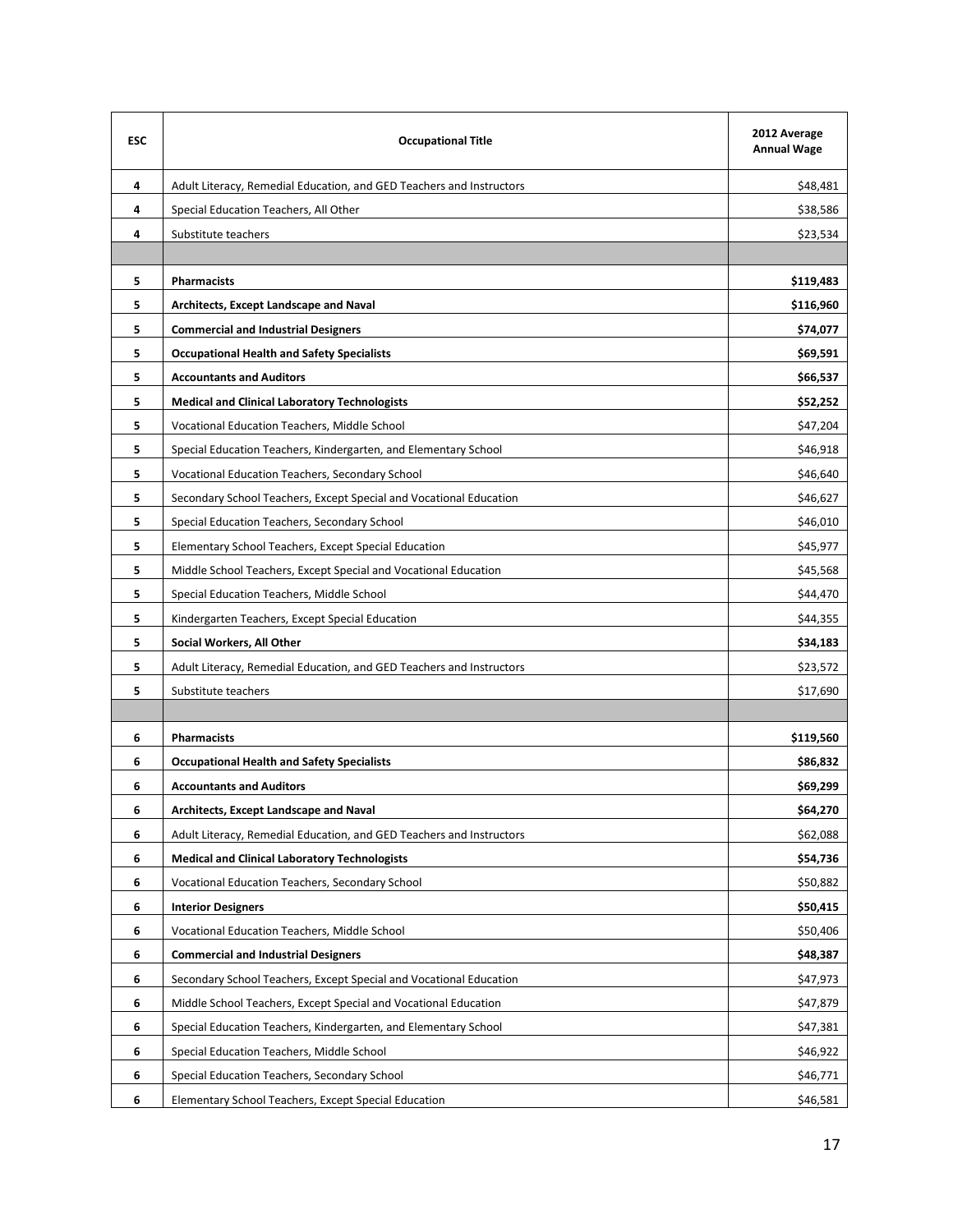| ESC | Occupational Title | 2012 Average Annual Wage |
|---|---|---|
| 4 | Adult Literacy, Remedial Education, and GED Teachers and Instructors | $48,481 |
| 4 | Special Education Teachers, All Other | $38,586 |
| 4 | Substitute teachers | $23,534 |
| | | |
| 5 | **Pharmacists** | **$119,483** |
| 5 | **Architects, Except Landscape and Naval** | **$116,960** |
| 5 | **Commercial and Industrial Designers** | **$74,077** |
| 5 | **Occupational Health and Safety Specialists** | **$69,591** |
| 5 | **Accountants and Auditors** | **$66,537** |
| 5 | **Medical and Clinical Laboratory Technologists** | **$52,252** |
| 5 | Vocational Education Teachers, Middle School | $47,204 |
| 5 | Special Education Teachers, Kindergarten, and Elementary School | $46,918 |
| 5 | Vocational Education Teachers, Secondary School | $46,640 |
| 5 | Secondary School Teachers, Except Special and Vocational Education | $46,627 |
| 5 | Special Education Teachers, Secondary School | $46,010 |
| 5 | Elementary School Teachers, Except Special Education | $45,977 |
| 5 | Middle School Teachers, Except Special and Vocational Education | $45,568 |
| 5 | Special Education Teachers, Middle School | $44,470 |
| 5 | Kindergarten Teachers, Except Special Education | $44,355 |
| 5 | **Social Workers, All Other** | **$34,183** |
| 5 | Adult Literacy, Remedial Education, and GED Teachers and Instructors | $23,572 |
| 5 | Substitute teachers | $17,690 |
| | | |
| 6 | **Pharmacists** | **$119,560** |
| 6 | **Occupational Health and Safety Specialists** | **$86,832** |
| 6 | **Accountants and Auditors** | **$69,299** |
| 6 | **Architects, Except Landscape and Naval** | **$64,270** |
| 6 | Adult Literacy, Remedial Education, and GED Teachers and Instructors | $62,088 |
| 6 | **Medical and Clinical Laboratory Technologists** | **$54,736** |
| 6 | Vocational Education Teachers, Secondary School | $50,882 |
| 6 | **Interior Designers** | **$50,415** |
| 6 | Vocational Education Teachers, Middle School | $50,406 |
| 6 | **Commercial and Industrial Designers** | **$48,387** |
| 6 | Secondary School Teachers, Except Special and Vocational Education | $47,973 |
| 6 | Middle School Teachers, Except Special and Vocational Education | $47,879 |
| 6 | Special Education Teachers, Kindergarten, and Elementary School | $47,381 |
| 6 | Special Education Teachers, Middle School | $46,922 |
| 6 | Special Education Teachers, Secondary School | $46,771 |
| 6 | Elementary School Teachers, Except Special Education | $46,581 |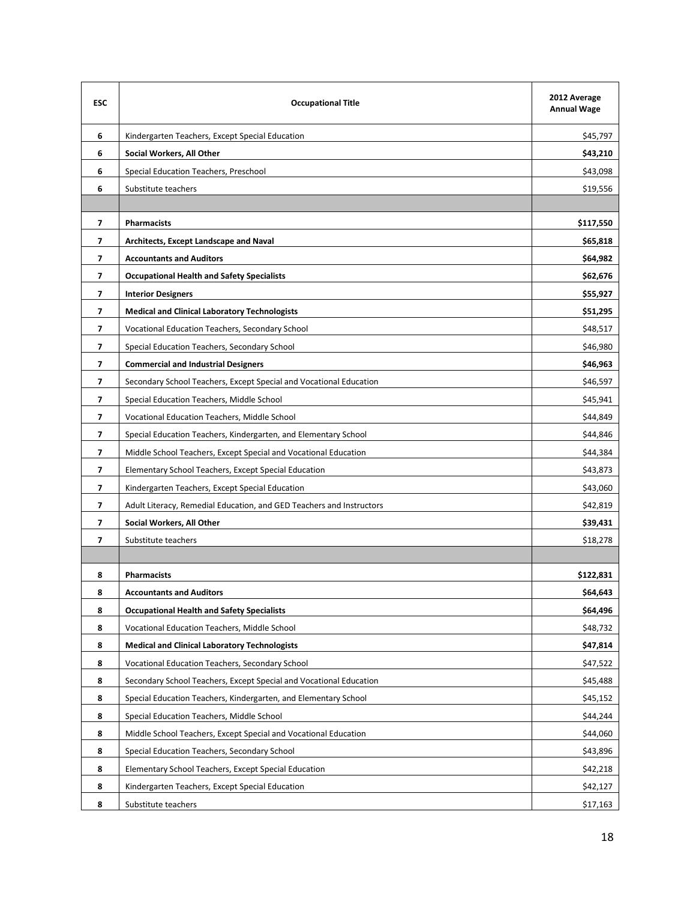| ESC | Occupational Title | 2012 Average Annual Wage |
|---|---|---|
| 6 | Kindergarten Teachers, Except Special Education | $45,797 |
| 6 | **Social Workers, All Other** | **$43,210** |
| 6 | Special Education Teachers, Preschool | $43,098 |
| 6 | Substitute teachers | $19,556 |
| | | |
| 7 | **Pharmacists** | **$117,550** |
| 7 | **Architects, Except Landscape and Naval** | **$65,818** |
| 7 | **Accountants and Auditors** | **$64,982** |
| 7 | **Occupational Health and Safety Specialists** | **$62,676** |
| 7 | **Interior Designers** | **$55,927** |
| 7 | **Medical and Clinical Laboratory Technologists** | **$51,295** |
| 7 | Vocational Education Teachers, Secondary School | $48,517 |
| 7 | Special Education Teachers, Secondary School | $46,980 |
| 7 | **Commercial and Industrial Designers** | **$46,963** |
| 7 | Secondary School Teachers, Except Special and Vocational Education | $46,597 |
| 7 | Special Education Teachers, Middle School | $45,941 |
| 7 | Vocational Education Teachers, Middle School | $44,849 |
| 7 | Special Education Teachers, Kindergarten, and Elementary School | $44,846 |
| 7 | Middle School Teachers, Except Special and Vocational Education | $44,384 |
| 7 | Elementary School Teachers, Except Special Education | $43,873 |
| 7 | Kindergarten Teachers, Except Special Education | $43,060 |
| 7 | Adult Literacy, Remedial Education, and GED Teachers and Instructors | $42,819 |
| 7 | **Social Workers, All Other** | **$39,431** |
| 7 | Substitute teachers | $18,278 |
| | | |
| 8 | **Pharmacists** | **$122,831** |
| 8 | **Accountants and Auditors** | **$64,643** |
| 8 | **Occupational Health and Safety Specialists** | **$64,496** |
| 8 | Vocational Education Teachers, Middle School | $48,732 |
| 8 | **Medical and Clinical Laboratory Technologists** | **$47,814** |
| 8 | Vocational Education Teachers, Secondary School | $47,522 |
| 8 | Secondary School Teachers, Except Special and Vocational Education | $45,488 |
| 8 | Special Education Teachers, Kindergarten, and Elementary School | $45,152 |
| 8 | Special Education Teachers, Middle School | $44,244 |
| 8 | Middle School Teachers, Except Special and Vocational Education | $44,060 |
| 8 | Special Education Teachers, Secondary School | $43,896 |
| 8 | Elementary School Teachers, Except Special Education | $42,218 |
| 8 | Kindergarten Teachers, Except Special Education | $42,127 |
| 8 | Substitute teachers | $17,163 |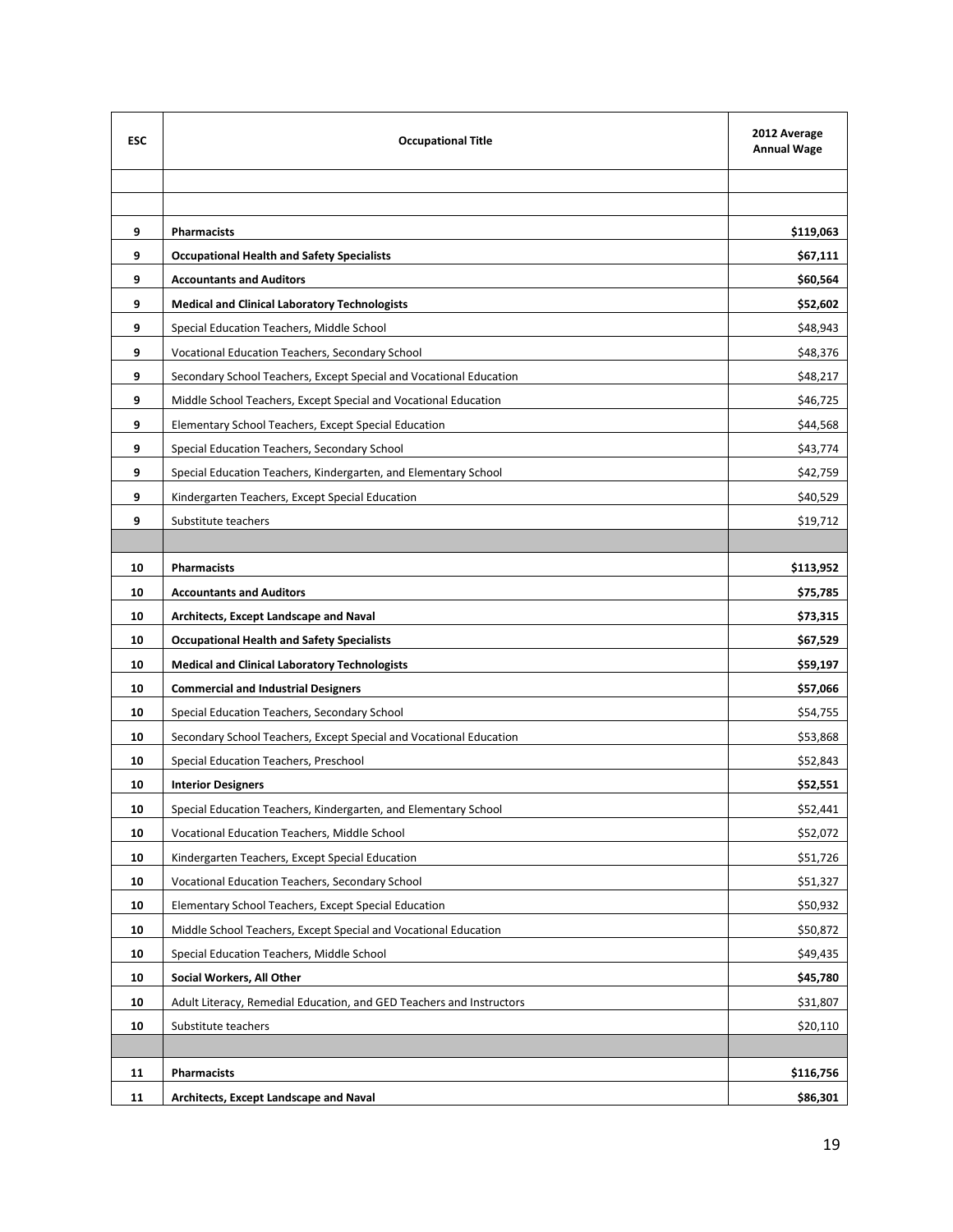| ESC | Occupational Title | 2012 Average Annual Wage |
|---|---|---|
| | | |
| | | |
| **9** | **Pharmacists** | **$119,063** |
| **9** | **Occupational Health and Safety Specialists** | **$67,111** |
| **9** | **Accountants and Auditors** | **$60,564** |
| **9** | **Medical and Clinical Laboratory Technologists** | **$52,602** |
| **9** | Special Education Teachers, Middle School | $48,943 |
| **9** | Vocational Education Teachers, Secondary School | $48,376 |
| **9** | Secondary School Teachers, Except Special and Vocational Education | $48,217 |
| **9** | Middle School Teachers, Except Special and Vocational Education | $46,725 |
| **9** | Elementary School Teachers, Except Special Education | $44,568 |
| **9** | Special Education Teachers, Secondary School | $43,774 |
| **9** | Special Education Teachers, Kindergarten, and Elementary School | $42,759 |
| **9** | Kindergarten Teachers, Except Special Education | $40,529 |
| **9** | Substitute teachers | $19,712 |
| | | |
| **10** | **Pharmacists** | **$113,952** |
| **10** | **Accountants and Auditors** | **$75,785** |
| **10** | **Architects, Except Landscape and Naval** | **$73,315** |
| **10** | **Occupational Health and Safety Specialists** | **$67,529** |
| **10** | **Medical and Clinical Laboratory Technologists** | **$59,197** |
| **10** | **Commercial and Industrial Designers** | **$57,066** |
| **10** | Special Education Teachers, Secondary School | $54,755 |
| **10** | Secondary School Teachers, Except Special and Vocational Education | $53,868 |
| **10** | Special Education Teachers, Preschool | $52,843 |
| **10** | **Interior Designers** | **$52,551** |
| **10** | Special Education Teachers, Kindergarten, and Elementary School | $52,441 |
| **10** | Vocational Education Teachers, Middle School | $52,072 |
| **10** | Kindergarten Teachers, Except Special Education | $51,726 |
| **10** | Vocational Education Teachers, Secondary School | $51,327 |
| **10** | Elementary School Teachers, Except Special Education | $50,932 |
| **10** | Middle School Teachers, Except Special and Vocational Education | $50,872 |
| **10** | Special Education Teachers, Middle School | $49,435 |
| **10** | **Social Workers, All Other** | **$45,780** |
| **10** | Adult Literacy, Remedial Education, and GED Teachers and Instructors | $31,807 |
| **10** | Substitute teachers | $20,110 |
| | | |
| **11** | **Pharmacists** | **$116,756** |
| **11** | **Architects, Except Landscape and Naval** | **$86,301** |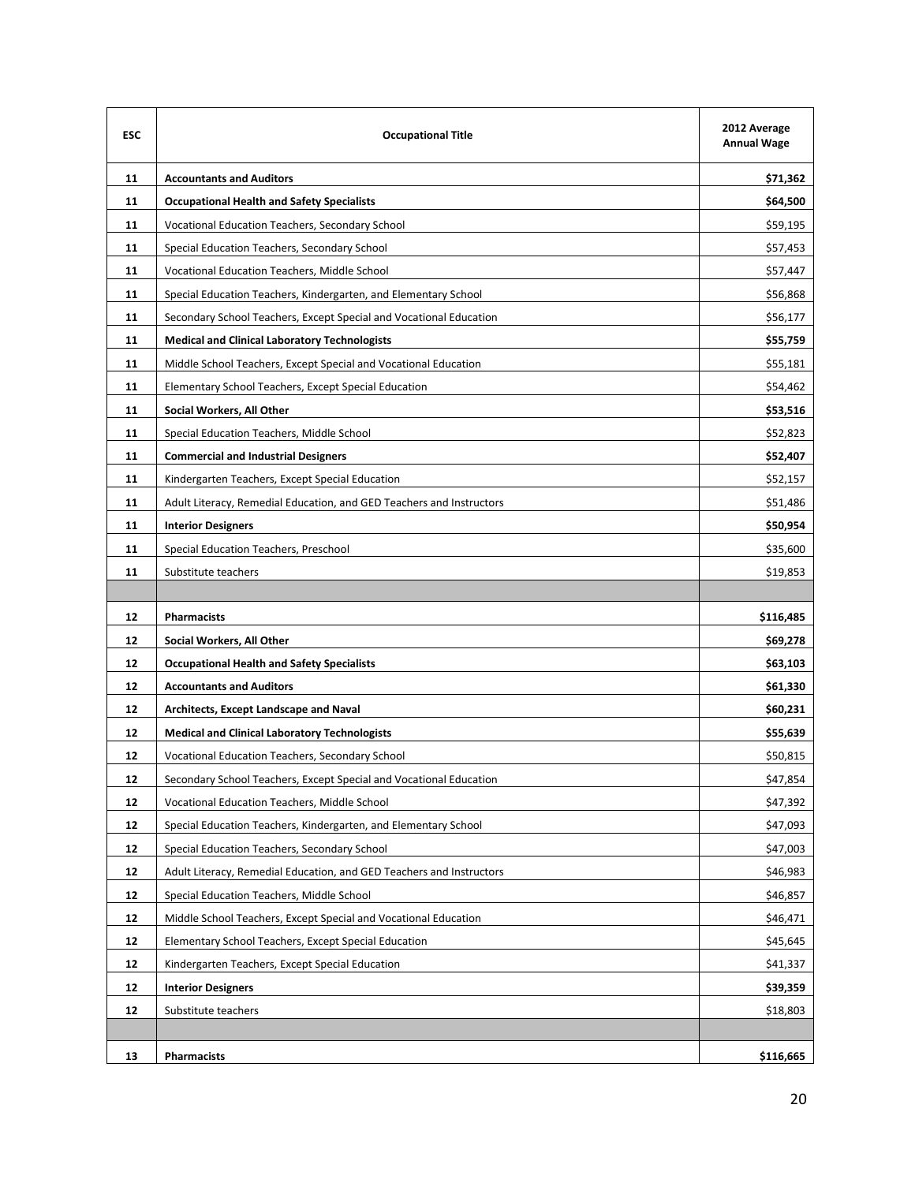| ESC | Occupational Title | 2012 Average Annual Wage |
|---|---|---|
| 11 | **Accountants and Auditors** | **$71,362** |
| 11 | **Occupational Health and Safety Specialists** | **$64,500** |
| 11 | Vocational Education Teachers, Secondary School | $59,195 |
| 11 | Special Education Teachers, Secondary School | $57,453 |
| 11 | Vocational Education Teachers, Middle School | $57,447 |
| 11 | Special Education Teachers, Kindergarten, and Elementary School | $56,868 |
| 11 | Secondary School Teachers, Except Special and Vocational Education | $56,177 |
| 11 | **Medical and Clinical Laboratory Technologists** | **$55,759** |
| 11 | Middle School Teachers, Except Special and Vocational Education | $55,181 |
| 11 | Elementary School Teachers, Except Special Education | $54,462 |
| 11 | **Social Workers, All Other** | **$53,516** |
| 11 | Special Education Teachers, Middle School | $52,823 |
| 11 | **Commercial and Industrial Designers** | **$52,407** |
| 11 | Kindergarten Teachers, Except Special Education | $52,157 |
| 11 | Adult Literacy, Remedial Education, and GED Teachers and Instructors | $51,486 |
| 11 | **Interior Designers** | **$50,954** |
| 11 | Special Education Teachers, Preschool | $35,600 |
| 11 | Substitute teachers | $19,853 |
| | | |
| 12 | **Pharmacists** | **$116,485** |
| 12 | **Social Workers, All Other** | **$69,278** |
| 12 | **Occupational Health and Safety Specialists** | **$63,103** |
| 12 | **Accountants and Auditors** | **$61,330** |
| 12 | **Architects, Except Landscape and Naval** | **$60,231** |
| 12 | **Medical and Clinical Laboratory Technologists** | **$55,639** |
| 12 | Vocational Education Teachers, Secondary School | $50,815 |
| 12 | Secondary School Teachers, Except Special and Vocational Education | $47,854 |
| 12 | Vocational Education Teachers, Middle School | $47,392 |
| 12 | Special Education Teachers, Kindergarten, and Elementary School | $47,093 |
| 12 | Special Education Teachers, Secondary School | $47,003 |
| 12 | Adult Literacy, Remedial Education, and GED Teachers and Instructors | $46,983 |
| 12 | Special Education Teachers, Middle School | $46,857 |
| 12 | Middle School Teachers, Except Special and Vocational Education | $46,471 |
| 12 | Elementary School Teachers, Except Special Education | $45,645 |
| 12 | Kindergarten Teachers, Except Special Education | $41,337 |
| 12 | **Interior Designers** | **$39,359** |
| 12 | Substitute teachers | $18,803 |
| | | |
| 13 | **Pharmacists** | **$116,665** |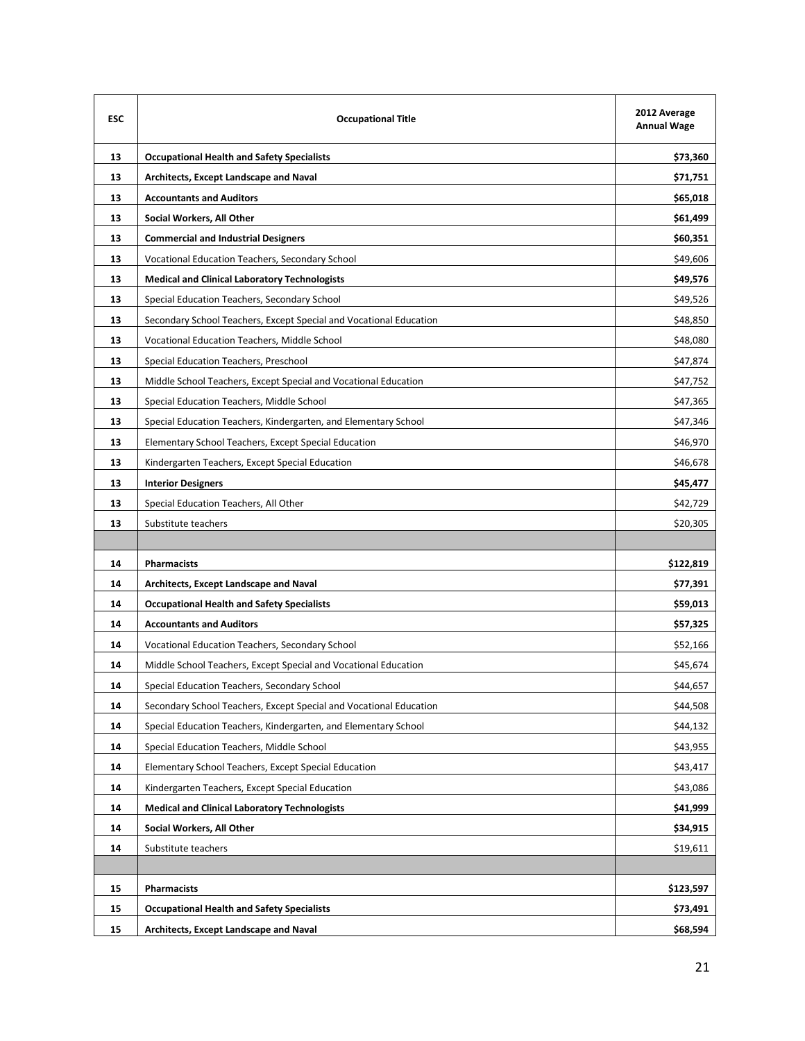| ESC | Occupational Title | 2012 Average Annual Wage |
|---|---|---|
| 13 | **Occupational Health and Safety Specialists** | **$73,360** |
| 13 | **Architects, Except Landscape and Naval** | **$71,751** |
| 13 | **Accountants and Auditors** | **$65,018** |
| 13 | **Social Workers, All Other** | **$61,499** |
| 13 | **Commercial and Industrial Designers** | **$60,351** |
| 13 | Vocational Education Teachers, Secondary School | $49,606 |
| 13 | **Medical and Clinical Laboratory Technologists** | **$49,576** |
| 13 | Special Education Teachers, Secondary School | $49,526 |
| 13 | Secondary School Teachers, Except Special and Vocational Education | $48,850 |
| 13 | Vocational Education Teachers, Middle School | $48,080 |
| 13 | Special Education Teachers, Preschool | $47,874 |
| 13 | Middle School Teachers, Except Special and Vocational Education | $47,752 |
| 13 | Special Education Teachers, Middle School | $47,365 |
| 13 | Special Education Teachers, Kindergarten, and Elementary School | $47,346 |
| 13 | Elementary School Teachers, Except Special Education | $46,970 |
| 13 | Kindergarten Teachers, Except Special Education | $46,678 |
| 13 | **Interior Designers** | **$45,477** |
| 13 | Special Education Teachers, All Other | $42,729 |
| 13 | Substitute teachers | $20,305 |
| | | |
| 14 | **Pharmacists** | **$122,819** |
| 14 | **Architects, Except Landscape and Naval** | **$77,391** |
| 14 | **Occupational Health and Safety Specialists** | **$59,013** |
| 14 | **Accountants and Auditors** | **$57,325** |
| 14 | Vocational Education Teachers, Secondary School | $52,166 |
| 14 | Middle School Teachers, Except Special and Vocational Education | $45,674 |
| 14 | Special Education Teachers, Secondary School | $44,657 |
| 14 | Secondary School Teachers, Except Special and Vocational Education | $44,508 |
| 14 | Special Education Teachers, Kindergarten, and Elementary School | $44,132 |
| 14 | Special Education Teachers, Middle School | $43,955 |
| 14 | Elementary School Teachers, Except Special Education | $43,417 |
| 14 | Kindergarten Teachers, Except Special Education | $43,086 |
| 14 | **Medical and Clinical Laboratory Technologists** | **$41,999** |
| 14 | **Social Workers, All Other** | **$34,915** |
| 14 | Substitute teachers | $19,611 |
| | | |
| 15 | **Pharmacists** | **$123,597** |
| 15 | **Occupational Health and Safety Specialists** | **$73,491** |
| 15 | **Architects, Except Landscape and Naval** | **$68,594** |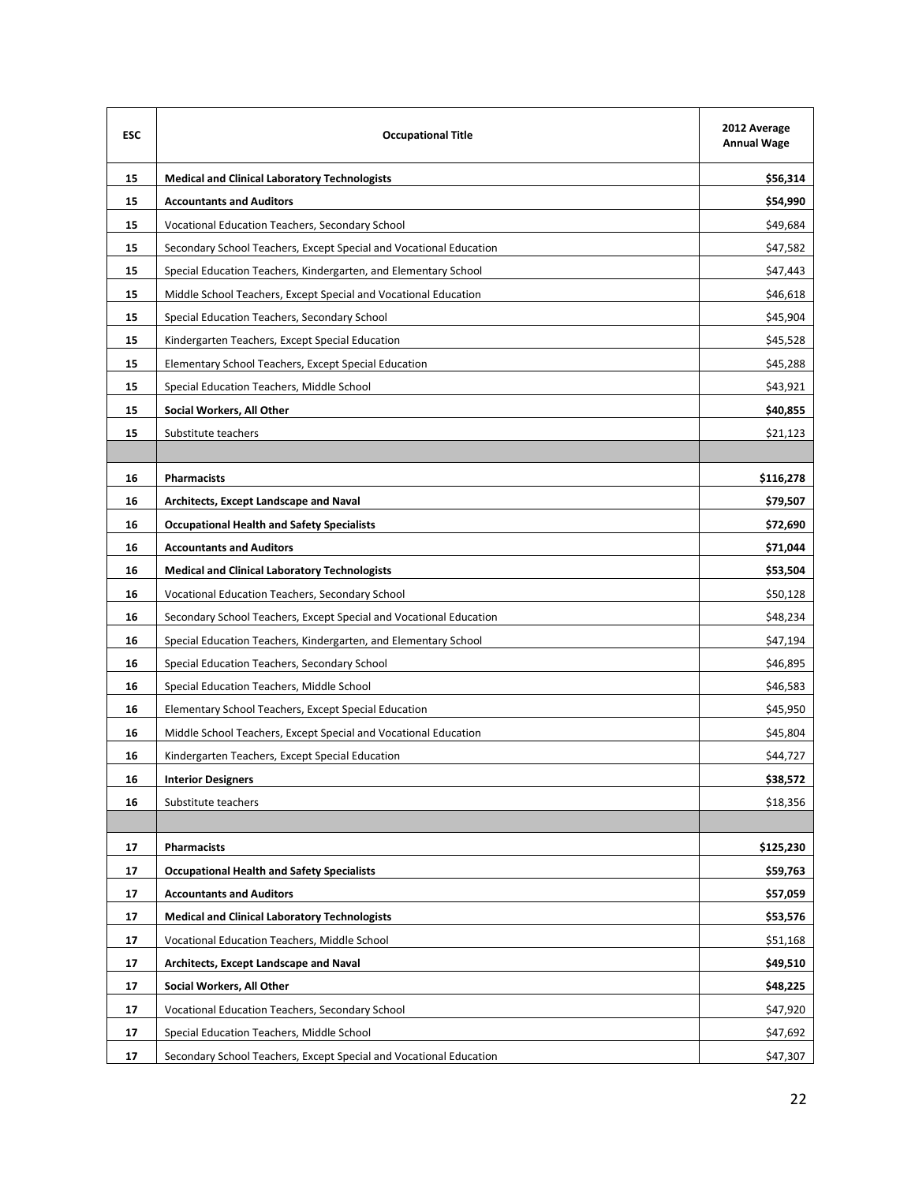| ESC | Occupational Title | 2012 Average Annual Wage |
|---|---|---|
| 15 | **Medical and Clinical Laboratory Technologists** | **$56,314** |
| 15 | **Accountants and Auditors** | **$54,990** |
| 15 | Vocational Education Teachers, Secondary School | $49,684 |
| 15 | Secondary School Teachers, Except Special and Vocational Education | $47,582 |
| 15 | Special Education Teachers, Kindergarten, and Elementary School | $47,443 |
| 15 | Middle School Teachers, Except Special and Vocational Education | $46,618 |
| 15 | Special Education Teachers, Secondary School | $45,904 |
| 15 | Kindergarten Teachers, Except Special Education | $45,528 |
| 15 | Elementary School Teachers, Except Special Education | $45,288 |
| 15 | Special Education Teachers, Middle School | $43,921 |
| 15 | **Social Workers, All Other** | **$40,855** |
| 15 | Substitute teachers | $21,123 |
| | | |
| 16 | **Pharmacists** | **$116,278** |
| 16 | **Architects, Except Landscape and Naval** | **$79,507** |
| 16 | **Occupational Health and Safety Specialists** | **$72,690** |
| 16 | **Accountants and Auditors** | **$71,044** |
| 16 | **Medical and Clinical Laboratory Technologists** | **$53,504** |
| 16 | Vocational Education Teachers, Secondary School | $50,128 |
| 16 | Secondary School Teachers, Except Special and Vocational Education | $48,234 |
| 16 | Special Education Teachers, Kindergarten, and Elementary School | $47,194 |
| 16 | Special Education Teachers, Secondary School | $46,895 |
| 16 | Special Education Teachers, Middle School | $46,583 |
| 16 | Elementary School Teachers, Except Special Education | $45,950 |
| 16 | Middle School Teachers, Except Special and Vocational Education | $45,804 |
| 16 | Kindergarten Teachers, Except Special Education | $44,727 |
| 16 | **Interior Designers** | **$38,572** |
| 16 | Substitute teachers | $18,356 |
| | | |
| 17 | **Pharmacists** | **$125,230** |
| 17 | **Occupational Health and Safety Specialists** | **$59,763** |
| 17 | **Accountants and Auditors** | **$57,059** |
| 17 | **Medical and Clinical Laboratory Technologists** | **$53,576** |
| 17 | Vocational Education Teachers, Middle School | $51,168 |
| 17 | **Architects, Except Landscape and Naval** | **$49,510** |
| 17 | **Social Workers, All Other** | **$48,225** |
| 17 | Vocational Education Teachers, Secondary School | $47,920 |
| 17 | Special Education Teachers, Middle School | $47,692 |
| 17 | Secondary School Teachers, Except Special and Vocational Education | $47,307 |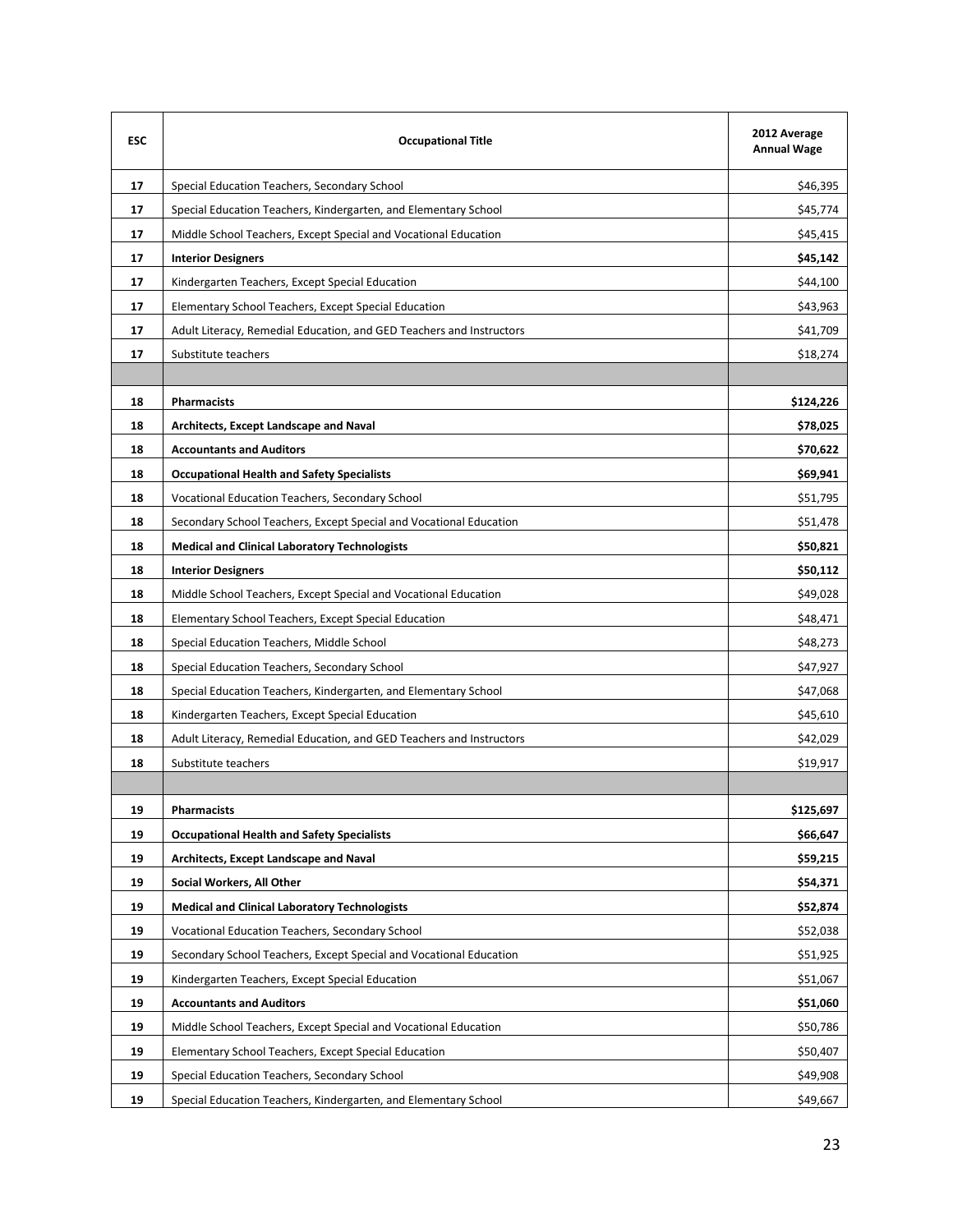| ESC | Occupational Title | 2012 Average Annual Wage |
|---|---|---|
| 17 | Special Education Teachers, Secondary School | $46,395 |
| 17 | Special Education Teachers, Kindergarten, and Elementary School | $45,774 |
| 17 | Middle School Teachers, Except Special and Vocational Education | $45,415 |
| 17 | **Interior Designers** | **$45,142** |
| 17 | Kindergarten Teachers, Except Special Education | $44,100 |
| 17 | Elementary School Teachers, Except Special Education | $43,963 |
| 17 | Adult Literacy, Remedial Education, and GED Teachers and Instructors | $41,709 |
| 17 | Substitute teachers | $18,274 |
| | | |
| 18 | **Pharmacists** | **$124,226** |
| 18 | **Architects, Except Landscape and Naval** | **$78,025** |
| 18 | **Accountants and Auditors** | **$70,622** |
| 18 | **Occupational Health and Safety Specialists** | **$69,941** |
| 18 | Vocational Education Teachers, Secondary School | $51,795 |
| 18 | Secondary School Teachers, Except Special and Vocational Education | $51,478 |
| 18 | **Medical and Clinical Laboratory Technologists** | **$50,821** |
| 18 | **Interior Designers** | **$50,112** |
| 18 | Middle School Teachers, Except Special and Vocational Education | $49,028 |
| 18 | Elementary School Teachers, Except Special Education | $48,471 |
| 18 | Special Education Teachers, Middle School | $48,273 |
| 18 | Special Education Teachers, Secondary School | $47,927 |
| 18 | Special Education Teachers, Kindergarten, and Elementary School | $47,068 |
| 18 | Kindergarten Teachers, Except Special Education | $45,610 |
| 18 | Adult Literacy, Remedial Education, and GED Teachers and Instructors | $42,029 |
| 18 | Substitute teachers | $19,917 |
| | | |
| 19 | **Pharmacists** | **$125,697** |
| 19 | **Occupational Health and Safety Specialists** | **$66,647** |
| 19 | **Architects, Except Landscape and Naval** | **$59,215** |
| 19 | **Social Workers, All Other** | **$54,371** |
| 19 | **Medical and Clinical Laboratory Technologists** | **$52,874** |
| 19 | Vocational Education Teachers, Secondary School | $52,038 |
| 19 | Secondary School Teachers, Except Special and Vocational Education | $51,925 |
| 19 | Kindergarten Teachers, Except Special Education | $51,067 |
| 19 | **Accountants and Auditors** | **$51,060** |
| 19 | Middle School Teachers, Except Special and Vocational Education | $50,786 |
| 19 | Elementary School Teachers, Except Special Education | $50,407 |
| 19 | Special Education Teachers, Secondary School | $49,908 |
| 19 | Special Education Teachers, Kindergarten, and Elementary School | $49,667 |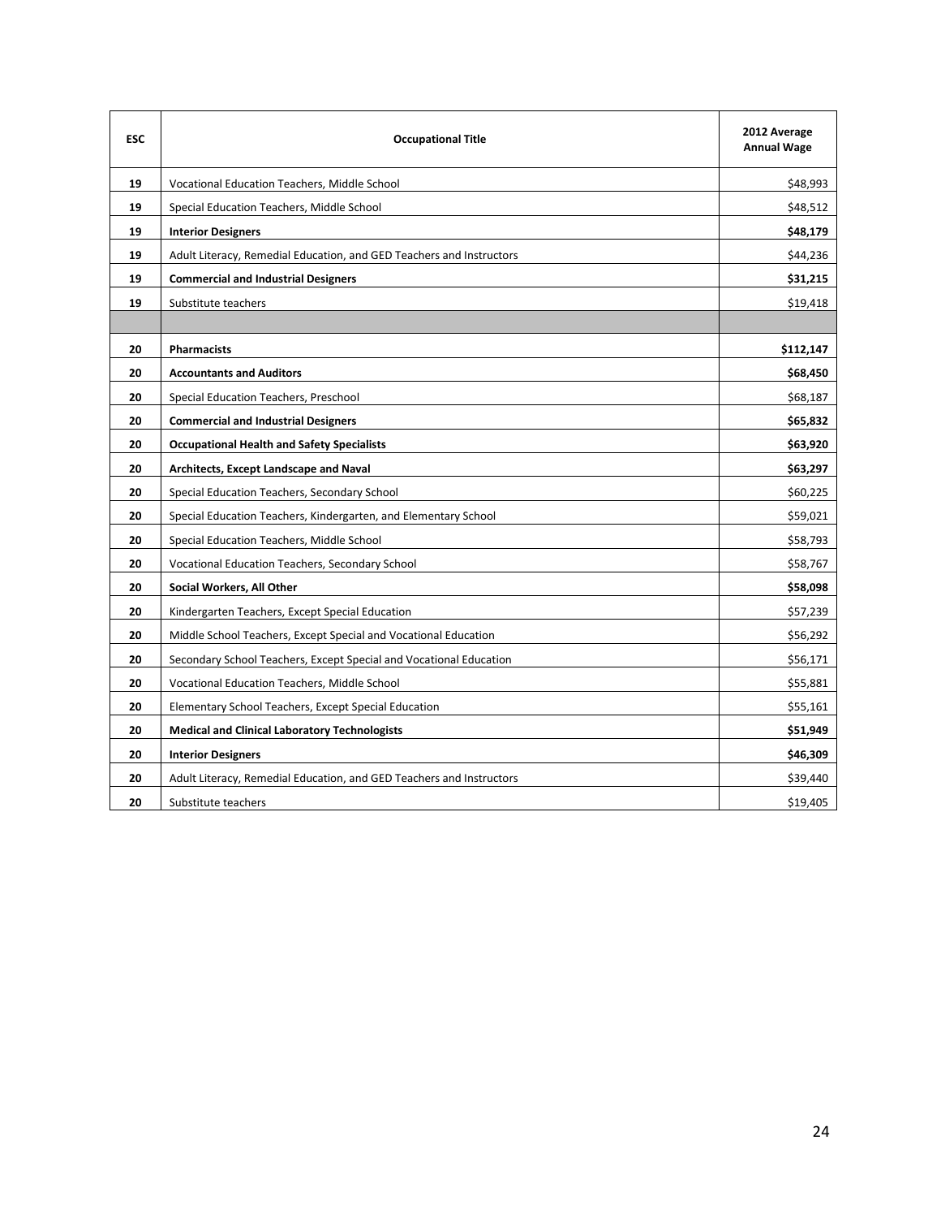| ESC | Occupational Title | 2012 Average Annual Wage |
|---|---|---|
| 19 | Vocational Education Teachers, Middle School | $48,993 |
| 19 | Special Education Teachers, Middle School | $48,512 |
| 19 | **Interior Designers** | **$48,179** |
| 19 | Adult Literacy, Remedial Education, and GED Teachers and Instructors | $44,236 |
| 19 | **Commercial and Industrial Designers** | **$31,215** |
| 19 | Substitute teachers | $19,418 |
| | | |
| 20 | **Pharmacists** | **$112,147** |
| 20 | **Accountants and Auditors** | **$68,450** |
| 20 | Special Education Teachers, Preschool | $68,187 |
| 20 | **Commercial and Industrial Designers** | **$65,832** |
| 20 | **Occupational Health and Safety Specialists** | **$63,920** |
| 20 | **Architects, Except Landscape and Naval** | **$63,297** |
| 20 | Special Education Teachers, Secondary School | $60,225 |
| 20 | Special Education Teachers, Kindergarten, and Elementary School | $59,021 |
| 20 | Special Education Teachers, Middle School | $58,793 |
| 20 | Vocational Education Teachers, Secondary School | $58,767 |
| 20 | **Social Workers, All Other** | **$58,098** |
| 20 | Kindergarten Teachers, Except Special Education | $57,239 |
| 20 | Middle School Teachers, Except Special and Vocational Education | $56,292 |
| 20 | Secondary School Teachers, Except Special and Vocational Education | $56,171 |
| 20 | Vocational Education Teachers, Middle School | $55,881 |
| 20 | Elementary School Teachers, Except Special Education | $55,161 |
| 20 | **Medical and Clinical Laboratory Technologists** | **$51,949** |
| 20 | **Interior Designers** | **$46,309** |
| 20 | Adult Literacy, Remedial Education, and GED Teachers and Instructors | $39,440 |
| 20 | Substitute teachers | $19,405 |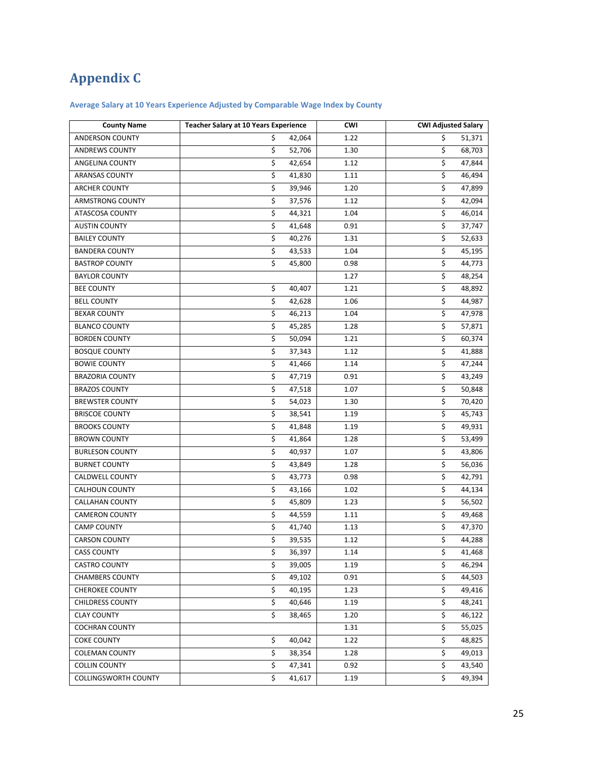# Appendix C

### Average Salary at 10 Years Experience Adjusted by Comparable Wage Index by County

| County Name | Teacher Salary at 10 Years Experience | CWI | CWI Adjusted Salary |
|---|---|---|---|
| ANDERSON COUNTY | $ 42,064 | 1.22 | $ 51,371 |
| ANDREWS COUNTY | $ 52,706 | 1.30 | $ 68,703 |
| ANGELINA COUNTY | $ 42,654 | 1.12 | $ 47,844 |
| ARANSAS COUNTY | $ 41,830 | 1.11 | $ 46,494 |
| ARCHER COUNTY | $ 39,946 | 1.20 | $ 47,899 |
| ARMSTRONG COUNTY | $ 37,576 | 1.12 | $ 42,094 |
| ATASCOSA COUNTY | $ 44,321 | 1.04 | $ 46,014 |
| AUSTIN COUNTY | $ 41,648 | 0.91 | $ 37,747 |
| BAILEY COUNTY | $ 40,276 | 1.31 | $ 52,633 |
| BANDERA COUNTY | $ 43,533 | 1.04 | $ 45,195 |
| BASTROP COUNTY | $ 45,800 | 0.98 | $ 44,773 |
| BAYLOR COUNTY | | 1.27 | $ 48,254 |
| BEE COUNTY | $ 40,407 | 1.21 | $ 48,892 |
| BELL COUNTY | $ 42,628 | 1.06 | $ 44,987 |
| BEXAR COUNTY | $ 46,213 | 1.04 | $ 47,978 |
| BLANCO COUNTY | $ 45,285 | 1.28 | $ 57,871 |
| BORDEN COUNTY | $ 50,094 | 1.21 | $ 60,374 |
| BOSQUE COUNTY | $ 37,343 | 1.12 | $ 41,888 |
| BOWIE COUNTY | $ 41,466 | 1.14 | $ 47,244 |
| BRAZORIA COUNTY | $ 47,719 | 0.91 | $ 43,249 |
| BRAZOS COUNTY | $ 47,518 | 1.07 | $ 50,848 |
| BREWSTER COUNTY | $ 54,023 | 1.30 | $ 70,420 |
| BRISCOE COUNTY | $ 38,541 | 1.19 | $ 45,743 |
| BROOKS COUNTY | $ 41,848 | 1.19 | $ 49,931 |
| BROWN COUNTY | $ 41,864 | 1.28 | $ 53,499 |
| BURLESON COUNTY | $ 40,937 | 1.07 | $ 43,806 |
| BURNET COUNTY | $ 43,849 | 1.28 | $ 56,036 |
| CALDWELL COUNTY | $ 43,773 | 0.98 | $ 42,791 |
| CALHOUN COUNTY | $ 43,166 | 1.02 | $ 44,134 |
| CALLAHAN COUNTY | $ 45,809 | 1.23 | $ 56,502 |
| CAMERON COUNTY | $ 44,559 | 1.11 | $ 49,468 |
| CAMP COUNTY | $ 41,740 | 1.13 | $ 47,370 |
| CARSON COUNTY | $ 39,535 | 1.12 | $ 44,288 |
| CASS COUNTY | $ 36,397 | 1.14 | $ 41,468 |
| CASTRO COUNTY | $ 39,005 | 1.19 | $ 46,294 |
| CHAMBERS COUNTY | $ 49,102 | 0.91 | $ 44,503 |
| CHEROKEE COUNTY | $ 40,195 | 1.23 | $ 49,416 |
| CHILDRESS COUNTY | $ 40,646 | 1.19 | $ 48,241 |
| CLAY COUNTY | $ 38,465 | 1.20 | $ 46,122 |
| COCHRAN COUNTY | | 1.31 | $ 55,025 |
| COKE COUNTY | $ 40,042 | 1.22 | $ 48,825 |
| COLEMAN COUNTY | $ 38,354 | 1.28 | $ 49,013 |
| COLLIN COUNTY | $ 47,341 | 0.92 | $ 43,540 |
| COLLINGSWORTH COUNTY | $ 41,617 | 1.19 | $ 49,394 |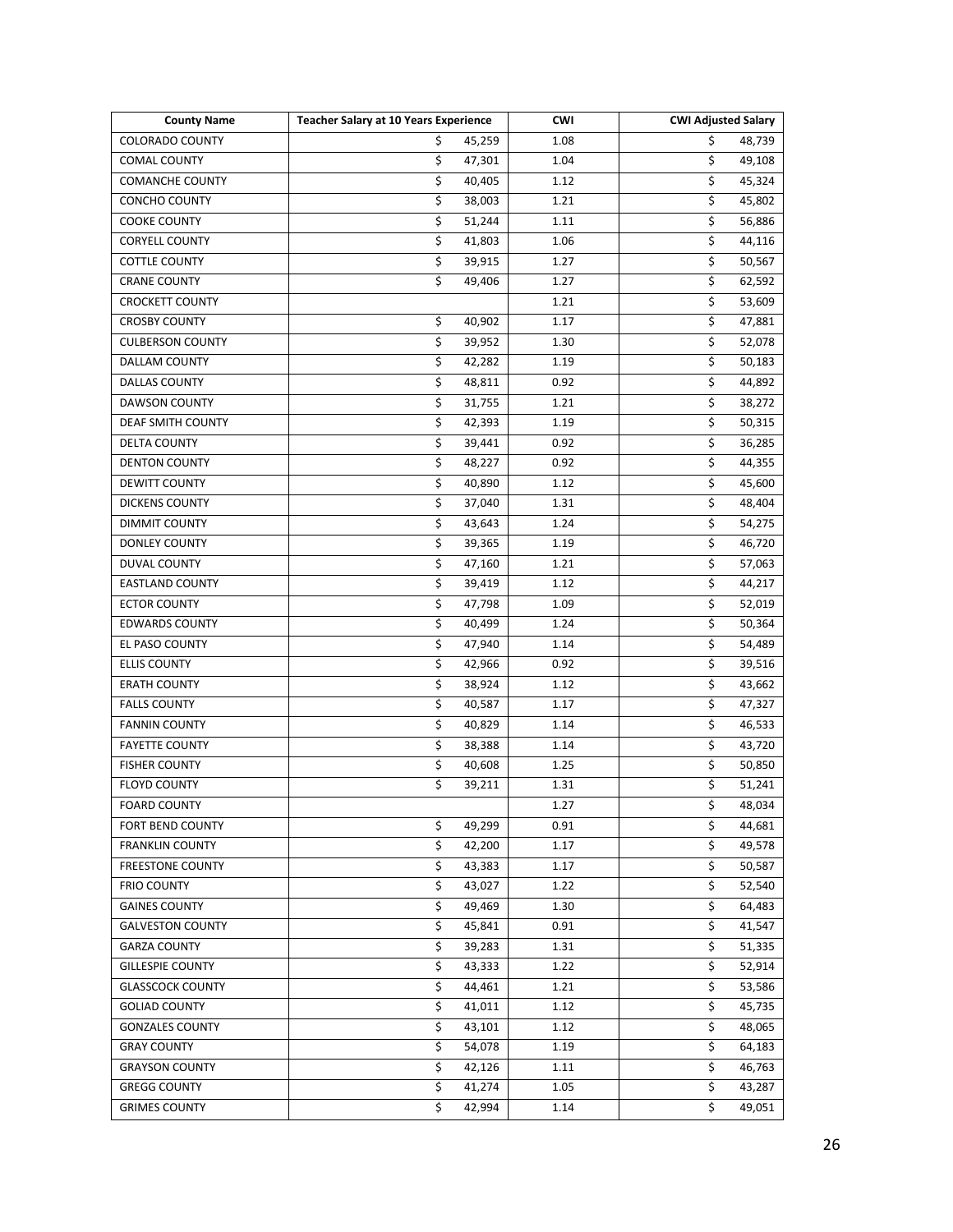| County Name | Teacher Salary at 10 Years Experience | CWI | CWI Adjusted Salary |
|---|---|---|---|
| COLORADO COUNTY | $ 45,259 | 1.08 | $ 48,739 |
| COMAL COUNTY | $ 47,301 | 1.04 | $ 49,108 |
| COMANCHE COUNTY | $ 40,405 | 1.12 | $ 45,324 |
| CONCHO COUNTY | $ 38,003 | 1.21 | $ 45,802 |
| COOKE COUNTY | $ 51,244 | 1.11 | $ 56,886 |
| CORYELL COUNTY | $ 41,803 | 1.06 | $ 44,116 |
| COTTLE COUNTY | $ 39,915 | 1.27 | $ 50,567 |
| CRANE COUNTY | $ 49,406 | 1.27 | $ 62,592 |
| CROCKETT COUNTY | | 1.21 | $ 53,609 |
| CROSBY COUNTY | $ 40,902 | 1.17 | $ 47,881 |
| CULBERSON COUNTY | $ 39,952 | 1.30 | $ 52,078 |
| DALLAM COUNTY | $ 42,282 | 1.19 | $ 50,183 |
| DALLAS COUNTY | $ 48,811 | 0.92 | $ 44,892 |
| DAWSON COUNTY | $ 31,755 | 1.21 | $ 38,272 |
| DEAF SMITH COUNTY | $ 42,393 | 1.19 | $ 50,315 |
| DELTA COUNTY | $ 39,441 | 0.92 | $ 36,285 |
| DENTON COUNTY | $ 48,227 | 0.92 | $ 44,355 |
| DEWITT COUNTY | $ 40,890 | 1.12 | $ 45,600 |
| DICKENS COUNTY | $ 37,040 | 1.31 | $ 48,404 |
| DIMMIT COUNTY | $ 43,643 | 1.24 | $ 54,275 |
| DONLEY COUNTY | $ 39,365 | 1.19 | $ 46,720 |
| DUVAL COUNTY | $ 47,160 | 1.21 | $ 57,063 |
| EASTLAND COUNTY | $ 39,419 | 1.12 | $ 44,217 |
| ECTOR COUNTY | $ 47,798 | 1.09 | $ 52,019 |
| EDWARDS COUNTY | $ 40,499 | 1.24 | $ 50,364 |
| EL PASO COUNTY | $ 47,940 | 1.14 | $ 54,489 |
| ELLIS COUNTY | $ 42,966 | 0.92 | $ 39,516 |
| ERATH COUNTY | $ 38,924 | 1.12 | $ 43,662 |
| FALLS COUNTY | $ 40,587 | 1.17 | $ 47,327 |
| FANNIN COUNTY | $ 40,829 | 1.14 | $ 46,533 |
| FAYETTE COUNTY | $ 38,388 | 1.14 | $ 43,720 |
| FISHER COUNTY | $ 40,608 | 1.25 | $ 50,850 |
| FLOYD COUNTY | $ 39,211 | 1.31 | $ 51,241 |
| FOARD COUNTY | | 1.27 | $ 48,034 |
| FORT BEND COUNTY | $ 49,299 | 0.91 | $ 44,681 |
| FRANKLIN COUNTY | $ 42,200 | 1.17 | $ 49,578 |
| FREESTONE COUNTY | $ 43,383 | 1.17 | $ 50,587 |
| FRIO COUNTY | $ 43,027 | 1.22 | $ 52,540 |
| GAINES COUNTY | $ 49,469 | 1.30 | $ 64,483 |
| GALVESTON COUNTY | $ 45,841 | 0.91 | $ 41,547 |
| GARZA COUNTY | $ 39,283 | 1.31 | $ 51,335 |
| GILLESPIE COUNTY | $ 43,333 | 1.22 | $ 52,914 |
| GLASSCOCK COUNTY | $ 44,461 | 1.21 | $ 53,586 |
| GOLIAD COUNTY | $ 41,011 | 1.12 | $ 45,735 |
| GONZALES COUNTY | $ 43,101 | 1.12 | $ 48,065 |
| GRAY COUNTY | $ 54,078 | 1.19 | $ 64,183 |
| GRAYSON COUNTY | $ 42,126 | 1.11 | $ 46,763 |
| GREGG COUNTY | $ 41,274 | 1.05 | $ 43,287 |
| GRIMES COUNTY | $ 42,994 | 1.14 | $ 49,051 |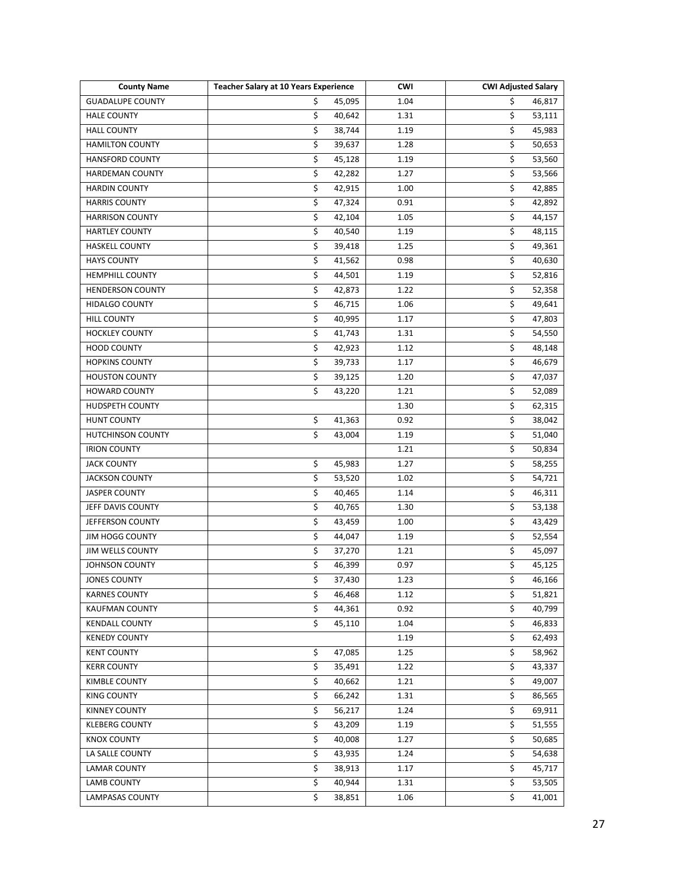| County Name | Teacher Salary at 10 Years Experience | CWI | CWI Adjusted Salary |
|---|---|---|---|
| GUADALUPE COUNTY | $ 45,095 | 1.04 | $ 46,817 |
| HALE COUNTY | $ 40,642 | 1.31 | $ 53,111 |
| HALL COUNTY | $ 38,744 | 1.19 | $ 45,983 |
| HAMILTON COUNTY | $ 39,637 | 1.28 | $ 50,653 |
| HANSFORD COUNTY | $ 45,128 | 1.19 | $ 53,560 |
| HARDEMAN COUNTY | $ 42,282 | 1.27 | $ 53,566 |
| HARDIN COUNTY | $ 42,915 | 1.00 | $ 42,885 |
| HARRIS COUNTY | $ 47,324 | 0.91 | $ 42,892 |
| HARRISON COUNTY | $ 42,104 | 1.05 | $ 44,157 |
| HARTLEY COUNTY | $ 40,540 | 1.19 | $ 48,115 |
| HASKELL COUNTY | $ 39,418 | 1.25 | $ 49,361 |
| HAYS COUNTY | $ 41,562 | 0.98 | $ 40,630 |
| HEMPHILL COUNTY | $ 44,501 | 1.19 | $ 52,816 |
| HENDERSON COUNTY | $ 42,873 | 1.22 | $ 52,358 |
| HIDALGO COUNTY | $ 46,715 | 1.06 | $ 49,641 |
| HILL COUNTY | $ 40,995 | 1.17 | $ 47,803 |
| HOCKLEY COUNTY | $ 41,743 | 1.31 | $ 54,550 |
| HOOD COUNTY | $ 42,923 | 1.12 | $ 48,148 |
| HOPKINS COUNTY | $ 39,733 | 1.17 | $ 46,679 |
| HOUSTON COUNTY | $ 39,125 | 1.20 | $ 47,037 |
| HOWARD COUNTY | $ 43,220 | 1.21 | $ 52,089 |
| HUDSPETH COUNTY | | 1.30 | $ 62,315 |
| HUNT COUNTY | $ 41,363 | 0.92 | $ 38,042 |
| HUTCHINSON COUNTY | $ 43,004 | 1.19 | $ 51,040 |
| IRION COUNTY | | 1.21 | $ 50,834 |
| JACK COUNTY | $ 45,983 | 1.27 | $ 58,255 |
| JACKSON COUNTY | $ 53,520 | 1.02 | $ 54,721 |
| JASPER COUNTY | $ 40,465 | 1.14 | $ 46,311 |
| JEFF DAVIS COUNTY | $ 40,765 | 1.30 | $ 53,138 |
| JEFFERSON COUNTY | $ 43,459 | 1.00 | $ 43,429 |
| JIM HOGG COUNTY | $ 44,047 | 1.19 | $ 52,554 |
| JIM WELLS COUNTY | $ 37,270 | 1.21 | $ 45,097 |
| JOHNSON COUNTY | $ 46,399 | 0.97 | $ 45,125 |
| JONES COUNTY | $ 37,430 | 1.23 | $ 46,166 |
| KARNES COUNTY | $ 46,468 | 1.12 | $ 51,821 |
| KAUFMAN COUNTY | $ 44,361 | 0.92 | $ 40,799 |
| KENDALL COUNTY | $ 45,110 | 1.04 | $ 46,833 |
| KENEDY COUNTY | | 1.19 | $ 62,493 |
| KENT COUNTY | $ 47,085 | 1.25 | $ 58,962 |
| KERR COUNTY | $ 35,491 | 1.22 | $ 43,337 |
| KIMBLE COUNTY | $ 40,662 | 1.21 | $ 49,007 |
| KING COUNTY | $ 66,242 | 1.31 | $ 86,565 |
| KINNEY COUNTY | $ 56,217 | 1.24 | $ 69,911 |
| KLEBERG COUNTY | $ 43,209 | 1.19 | $ 51,555 |
| KNOX COUNTY | $ 40,008 | 1.27 | $ 50,685 |
| LA SALLE COUNTY | $ 43,935 | 1.24 | $ 54,638 |
| LAMAR COUNTY | $ 38,913 | 1.17 | $ 45,717 |
| LAMB COUNTY | $ 40,944 | 1.31 | $ 53,505 |
| LAMPASAS COUNTY | $ 38,851 | 1.06 | $ 41,001 |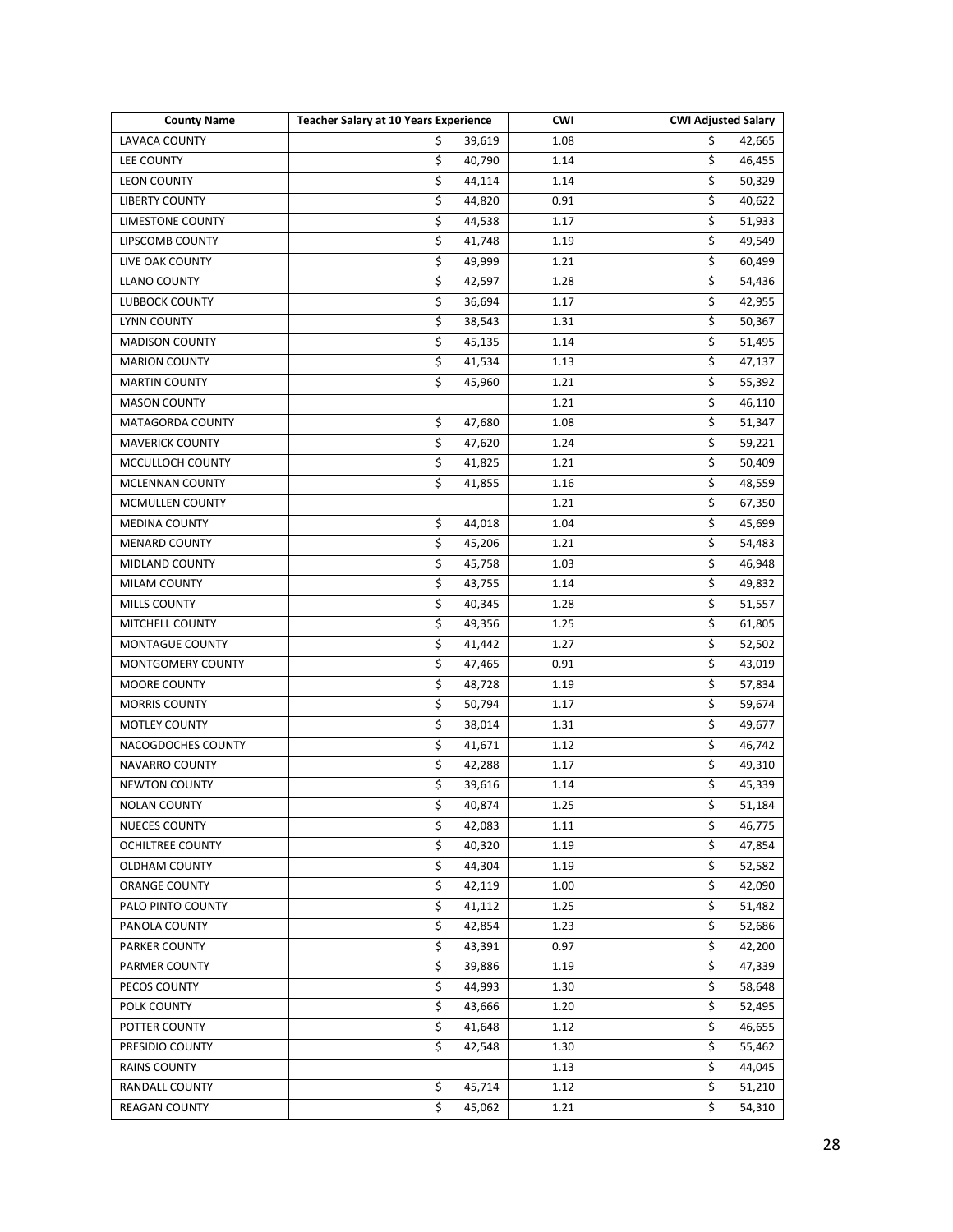| County Name | Teacher Salary at 10 Years Experience | CWI | CWI Adjusted Salary |
|---|---|---|---|
| LAVACA COUNTY | $ 39,619 | 1.08 | $ 42,665 |
| LEE COUNTY | $ 40,790 | 1.14 | $ 46,455 |
| LEON COUNTY | $ 44,114 | 1.14 | $ 50,329 |
| LIBERTY COUNTY | $ 44,820 | 0.91 | $ 40,622 |
| LIMESTONE COUNTY | $ 44,538 | 1.17 | $ 51,933 |
| LIPSCOMB COUNTY | $ 41,748 | 1.19 | $ 49,549 |
| LIVE OAK COUNTY | $ 49,999 | 1.21 | $ 60,499 |
| LLANO COUNTY | $ 42,597 | 1.28 | $ 54,436 |
| LUBBOCK COUNTY | $ 36,694 | 1.17 | $ 42,955 |
| LYNN COUNTY | $ 38,543 | 1.31 | $ 50,367 |
| MADISON COUNTY | $ 45,135 | 1.14 | $ 51,495 |
| MARION COUNTY | $ 41,534 | 1.13 | $ 47,137 |
| MARTIN COUNTY | $ 45,960 | 1.21 | $ 55,392 |
| MASON COUNTY | | 1.21 | $ 46,110 |
| MATAGORDA COUNTY | $ 47,680 | 1.08 | $ 51,347 |
| MAVERICK COUNTY | $ 47,620 | 1.24 | $ 59,221 |
| MCCULLOCH COUNTY | $ 41,825 | 1.21 | $ 50,409 |
| MCLENNAN COUNTY | $ 41,855 | 1.16 | $ 48,559 |
| MCMULLEN COUNTY | | 1.21 | $ 67,350 |
| MEDINA COUNTY | $ 44,018 | 1.04 | $ 45,699 |
| MENARD COUNTY | $ 45,206 | 1.21 | $ 54,483 |
| MIDLAND COUNTY | $ 45,758 | 1.03 | $ 46,948 |
| MILAM COUNTY | $ 43,755 | 1.14 | $ 49,832 |
| MILLS COUNTY | $ 40,345 | 1.28 | $ 51,557 |
| MITCHELL COUNTY | $ 49,356 | 1.25 | $ 61,805 |
| MONTAGUE COUNTY | $ 41,442 | 1.27 | $ 52,502 |
| MONTGOMERY COUNTY | $ 47,465 | 0.91 | $ 43,019 |
| MOORE COUNTY | $ 48,728 | 1.19 | $ 57,834 |
| MORRIS COUNTY | $ 50,794 | 1.17 | $ 59,674 |
| MOTLEY COUNTY | $ 38,014 | 1.31 | $ 49,677 |
| NACOGDOCHES COUNTY | $ 41,671 | 1.12 | $ 46,742 |
| NAVARRO COUNTY | $ 42,288 | 1.17 | $ 49,310 |
| NEWTON COUNTY | $ 39,616 | 1.14 | $ 45,339 |
| NOLAN COUNTY | $ 40,874 | 1.25 | $ 51,184 |
| NUECES COUNTY | $ 42,083 | 1.11 | $ 46,775 |
| OCHILTREE COUNTY | $ 40,320 | 1.19 | $ 47,854 |
| OLDHAM COUNTY | $ 44,304 | 1.19 | $ 52,582 |
| ORANGE COUNTY | $ 42,119 | 1.00 | $ 42,090 |
| PALO PINTO COUNTY | $ 41,112 | 1.25 | $ 51,482 |
| PANOLA COUNTY | $ 42,854 | 1.23 | $ 52,686 |
| PARKER COUNTY | $ 43,391 | 0.97 | $ 42,200 |
| PARMER COUNTY | $ 39,886 | 1.19 | $ 47,339 |
| PECOS COUNTY | $ 44,993 | 1.30 | $ 58,648 |
| POLK COUNTY | $ 43,666 | 1.20 | $ 52,495 |
| POTTER COUNTY | $ 41,648 | 1.12 | $ 46,655 |
| PRESIDIO COUNTY | $ 42,548 | 1.30 | $ 55,462 |
| RAINS COUNTY | | 1.13 | $ 44,045 |
| RANDALL COUNTY | $ 45,714 | 1.12 | $ 51,210 |
| REAGAN COUNTY | $ 45,062 | 1.21 | $ 54,310 |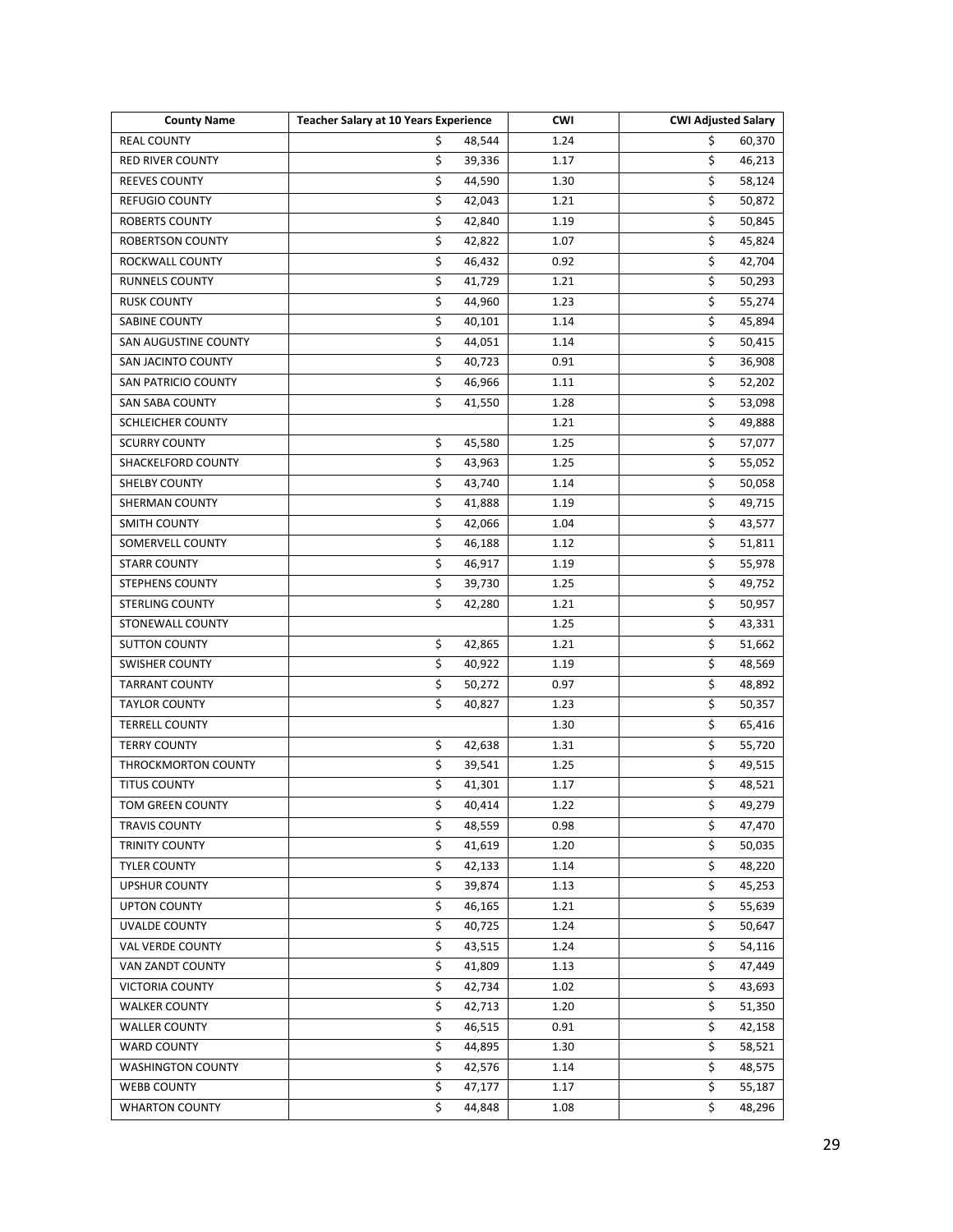| County Name | Teacher Salary at 10 Years Experience | CWI | CWI Adjusted Salary |
|---|---|---|---|
| REAL COUNTY | $ 48,544 | 1.24 | $ 60,370 |
| RED RIVER COUNTY | $ 39,336 | 1.17 | $ 46,213 |
| REEVES COUNTY | $ 44,590 | 1.30 | $ 58,124 |
| REFUGIO COUNTY | $ 42,043 | 1.21 | $ 50,872 |
| ROBERTS COUNTY | $ 42,840 | 1.19 | $ 50,845 |
| ROBERTSON COUNTY | $ 42,822 | 1.07 | $ 45,824 |
| ROCKWALL COUNTY | $ 46,432 | 0.92 | $ 42,704 |
| RUNNELS COUNTY | $ 41,729 | 1.21 | $ 50,293 |
| RUSK COUNTY | $ 44,960 | 1.23 | $ 55,274 |
| SABINE COUNTY | $ 40,101 | 1.14 | $ 45,894 |
| SAN AUGUSTINE COUNTY | $ 44,051 | 1.14 | $ 50,415 |
| SAN JACINTO COUNTY | $ 40,723 | 0.91 | $ 36,908 |
| SAN PATRICIO COUNTY | $ 46,966 | 1.11 | $ 52,202 |
| SAN SABA COUNTY | $ 41,550 | 1.28 | $ 53,098 |
| SCHLEICHER COUNTY | | 1.21 | $ 49,888 |
| SCURRY COUNTY | $ 45,580 | 1.25 | $ 57,077 |
| SHACKELFORD COUNTY | $ 43,963 | 1.25 | $ 55,052 |
| SHELBY COUNTY | $ 43,740 | 1.14 | $ 50,058 |
| SHERMAN COUNTY | $ 41,888 | 1.19 | $ 49,715 |
| SMITH COUNTY | $ 42,066 | 1.04 | $ 43,577 |
| SOMERVELL COUNTY | $ 46,188 | 1.12 | $ 51,811 |
| STARR COUNTY | $ 46,917 | 1.19 | $ 55,978 |
| STEPHENS COUNTY | $ 39,730 | 1.25 | $ 49,752 |
| STERLING COUNTY | $ 42,280 | 1.21 | $ 50,957 |
| STONEWALL COUNTY | | 1.25 | $ 43,331 |
| SUTTON COUNTY | $ 42,865 | 1.21 | $ 51,662 |
| SWISHER COUNTY | $ 40,922 | 1.19 | $ 48,569 |
| TARRANT COUNTY | $ 50,272 | 0.97 | $ 48,892 |
| TAYLOR COUNTY | $ 40,827 | 1.23 | $ 50,357 |
| TERRELL COUNTY | | 1.30 | $ 65,416 |
| TERRY COUNTY | $ 42,638 | 1.31 | $ 55,720 |
| THROCKMORTON COUNTY | $ 39,541 | 1.25 | $ 49,515 |
| TITUS COUNTY | $ 41,301 | 1.17 | $ 48,521 |
| TOM GREEN COUNTY | $ 40,414 | 1.22 | $ 49,279 |
| TRAVIS COUNTY | $ 48,559 | 0.98 | $ 47,470 |
| TRINITY COUNTY | $ 41,619 | 1.20 | $ 50,035 |
| TYLER COUNTY | $ 42,133 | 1.14 | $ 48,220 |
| UPSHUR COUNTY | $ 39,874 | 1.13 | $ 45,253 |
| UPTON COUNTY | $ 46,165 | 1.21 | $ 55,639 |
| UVALDE COUNTY | $ 40,725 | 1.24 | $ 50,647 |
| VAL VERDE COUNTY | $ 43,515 | 1.24 | $ 54,116 |
| VAN ZANDT COUNTY | $ 41,809 | 1.13 | $ 47,449 |
| VICTORIA COUNTY | $ 42,734 | 1.02 | $ 43,693 |
| WALKER COUNTY | $ 42,713 | 1.20 | $ 51,350 |
| WALLER COUNTY | $ 46,515 | 0.91 | $ 42,158 |
| WARD COUNTY | $ 44,895 | 1.30 | $ 58,521 |
| WASHINGTON COUNTY | $ 42,576 | 1.14 | $ 48,575 |
| WEBB COUNTY | $ 47,177 | 1.17 | $ 55,187 |
| WHARTON COUNTY | $ 44,848 | 1.08 | $ 48,296 |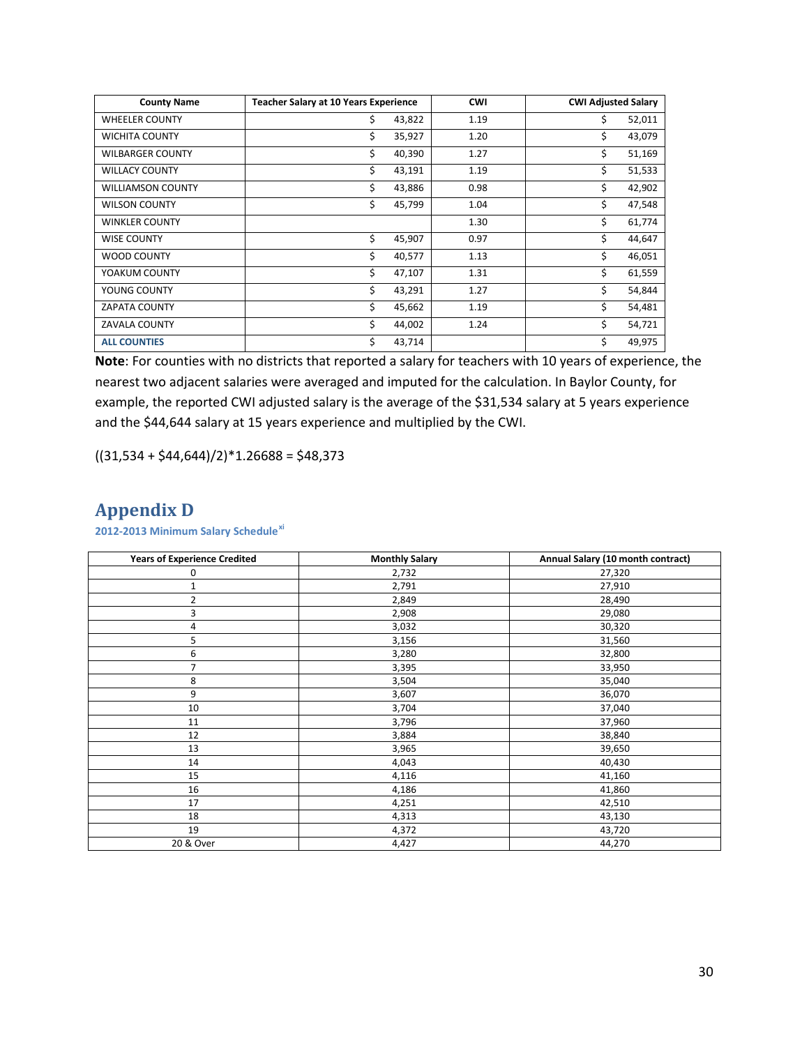| County Name | Teacher Salary at 10 Years Experience | CWI | CWI Adjusted Salary |
|---|---|---|---|
| WHEELER COUNTY | $ 43,822 | 1.19 | $ 52,011 |
| WICHITA COUNTY | $ 35,927 | 1.20 | $ 43,079 |
| WILBARGER COUNTY | $ 40,390 | 1.27 | $ 51,169 |
| WILLACY COUNTY | $ 43,191 | 1.19 | $ 51,533 |
| WILLIAMSON COUNTY | $ 43,886 | 0.98 | $ 42,902 |
| WILSON COUNTY | $ 45,799 | 1.04 | $ 47,548 |
| WINKLER COUNTY | | 1.30 | $ 61,774 |
| WISE COUNTY | $ 45,907 | 0.97 | $ 44,647 |
| WOOD COUNTY | $ 40,577 | 1.13 | $ 46,051 |
| YOAKUM COUNTY | $ 47,107 | 1.31 | $ 61,559 |
| YOUNG COUNTY | $ 43,291 | 1.27 | $ 54,844 |
| ZAPATA COUNTY | $ 45,662 | 1.19 | $ 54,481 |
| ZAVALA COUNTY | $ 44,002 | 1.24 | $ 54,721 |
| **ALL COUNTIES** | $ 43,714 | | $ 49,975 |

**Note**: For counties with no districts that reported a salary for teachers with 10 years of experience, the nearest two adjacent salaries were averaged and imputed for the calculation. In Baylor County, for example, the reported CWI adjusted salary is the average of the $31,534 salary at 5 years experience and the $44,644 salary at 15 years experience and multiplied by the CWI.

((31,534 + $44,644)/2)*1.26688 = $48,373

# Appendix D

### 2012-2013 Minimum Salary Schedule[xi]

| Years of Experience Credited | Monthly Salary | Annual Salary (10 month contract) |
|---|---|---|
| 0 | 2,732 | 27,320 |
| 1 | 2,791 | 27,910 |
| 2 | 2,849 | 28,490 |
| 3 | 2,908 | 29,080 |
| 4 | 3,032 | 30,320 |
| 5 | 3,156 | 31,560 |
| 6 | 3,280 | 32,800 |
| 7 | 3,395 | 33,950 |
| 8 | 3,504 | 35,040 |
| 9 | 3,607 | 36,070 |
| 10 | 3,704 | 37,040 |
| 11 | 3,796 | 37,960 |
| 12 | 3,884 | 38,840 |
| 13 | 3,965 | 39,650 |
| 14 | 4,043 | 40,430 |
| 15 | 4,116 | 41,160 |
| 16 | 4,186 | 41,860 |
| 17 | 4,251 | 42,510 |
| 18 | 4,313 | 43,130 |
| 19 | 4,372 | 43,720 |
| 20 & Over | 4,427 | 44,270 |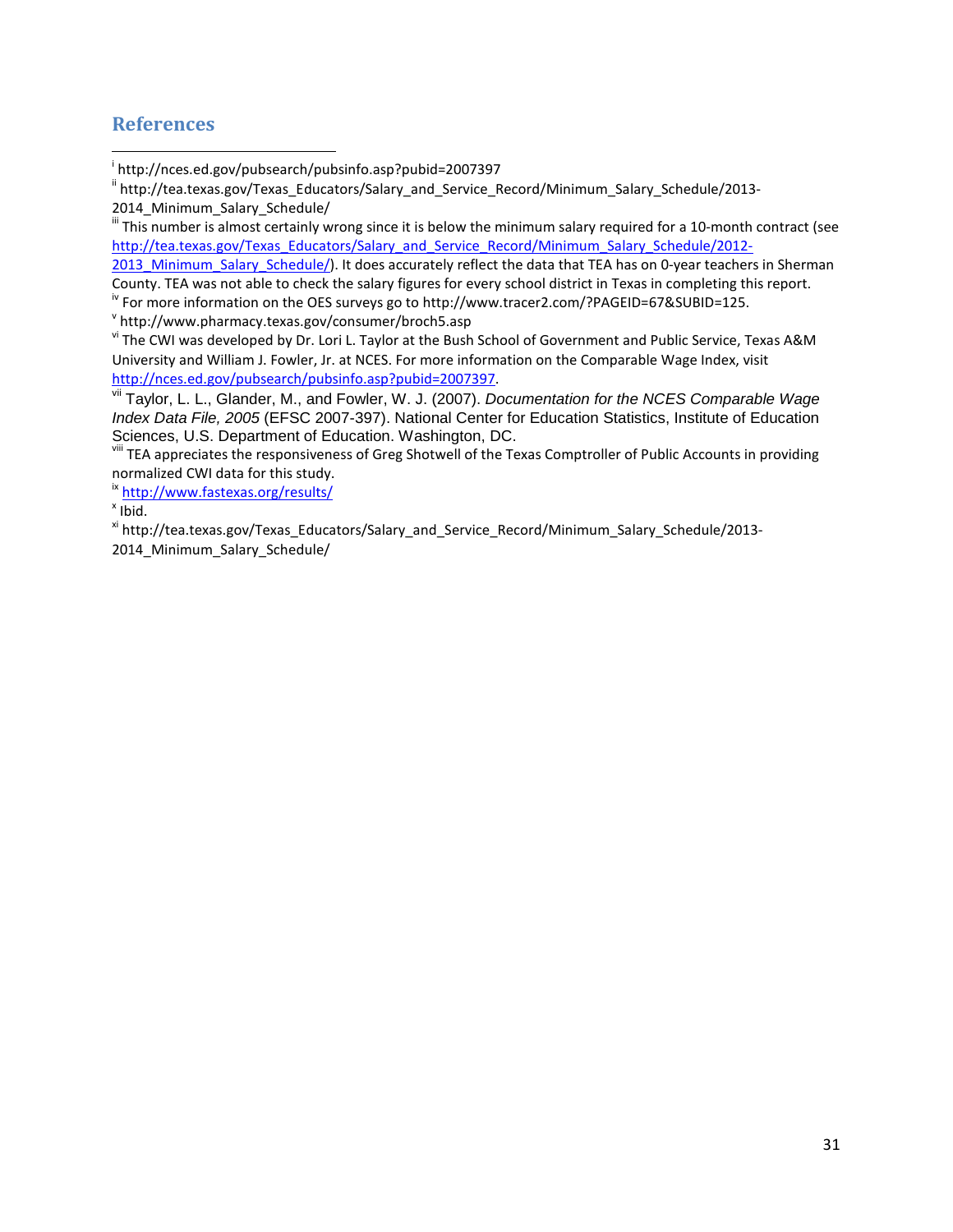## References

[i] http://nces.ed.gov/pubsearch/pubsinfo.asp?pubid=2007397

[ii] http://tea.texas.gov/Texas_Educators/Salary_and_Service_Record/Minimum_Salary_Schedule/2013-2014_Minimum_Salary_Schedule/

[iii] This number is almost certainly wrong since it is below the minimum salary required for a 10-month contract (see http://tea.texas.gov/Texas_Educators/Salary_and_Service_Record/Minimum_Salary_Schedule/2012-2013_Minimum_Salary_Schedule/). It does accurately reflect the data that TEA has on 0-year teachers in Sherman County. TEA was not able to check the salary figures for every school district in Texas in completing this report.

[iv] For more information on the OES surveys go to http://www.tracer2.com/?PAGEID=67&SUBID=125.

[v] http://www.pharmacy.texas.gov/consumer/broch5.asp

[vi] The CWI was developed by Dr. Lori L. Taylor at the Bush School of Government and Public Service, Texas A&M University and William J. Fowler, Jr. at NCES. For more information on the Comparable Wage Index, visit http://nces.ed.gov/pubsearch/pubsinfo.asp?pubid=2007397.

[vii] Taylor, L. L., Glander, M., and Fowler, W. J. (2007). *Documentation for the NCES Comparable Wage Index Data File, 2005* (EFSC 2007-397). National Center for Education Statistics, Institute of Education Sciences, U.S. Department of Education. Washington, DC.

[viii] TEA appreciates the responsiveness of Greg Shotwell of the Texas Comptroller of Public Accounts in providing normalized CWI data for this study.

[ix] http://www.fastexas.org/results/

[x] Ibid.

[xi] http://tea.texas.gov/Texas_Educators/Salary_and_Service_Record/Minimum_Salary_Schedule/2013-2014_Minimum_Salary_Schedule/